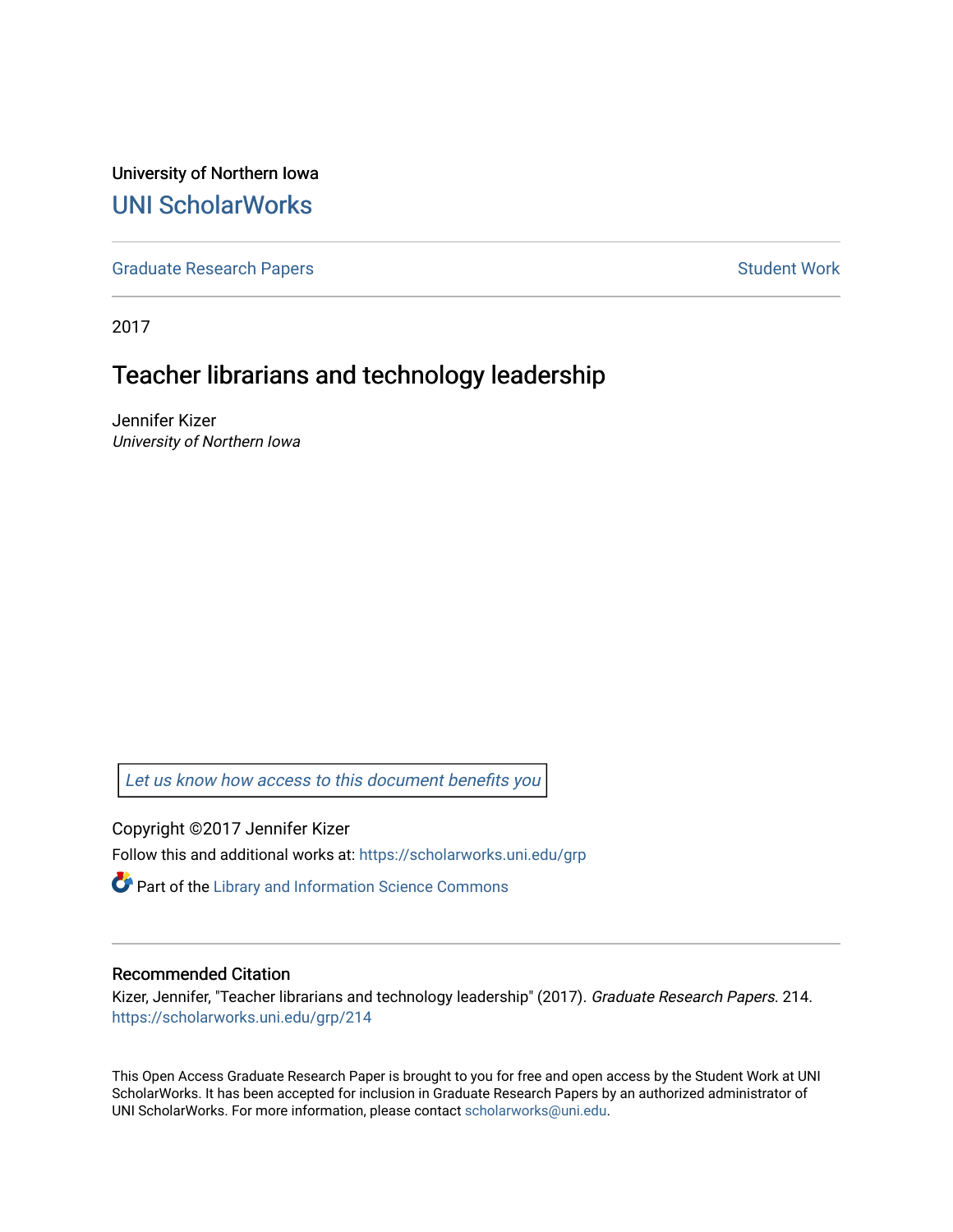University of Northern Iowa

# UNI ScholarWorks

Graduate Research Papers | Student Work

2017

## Teacher librarians and technology leadership

Jennifer Kizer
*University of Northern Iowa*

*Let us know how access to this document benefits you*

Copyright ©2017 Jennifer Kizer

Follow this and additional works at: https://scholarworks.uni.edu/grp

Part of the Library and Information Science Commons

### Recommended Citation

Kizer, Jennifer, "Teacher librarians and technology leadership" (2017). *Graduate Research Papers*. 214.
https://scholarworks.uni.edu/grp/214

This Open Access Graduate Research Paper is brought to you for free and open access by the Student Work at UNI ScholarWorks. It has been accepted for inclusion in Graduate Research Papers by an authorized administrator of UNI ScholarWorks. For more information, please contact scholarworks@uni.edu.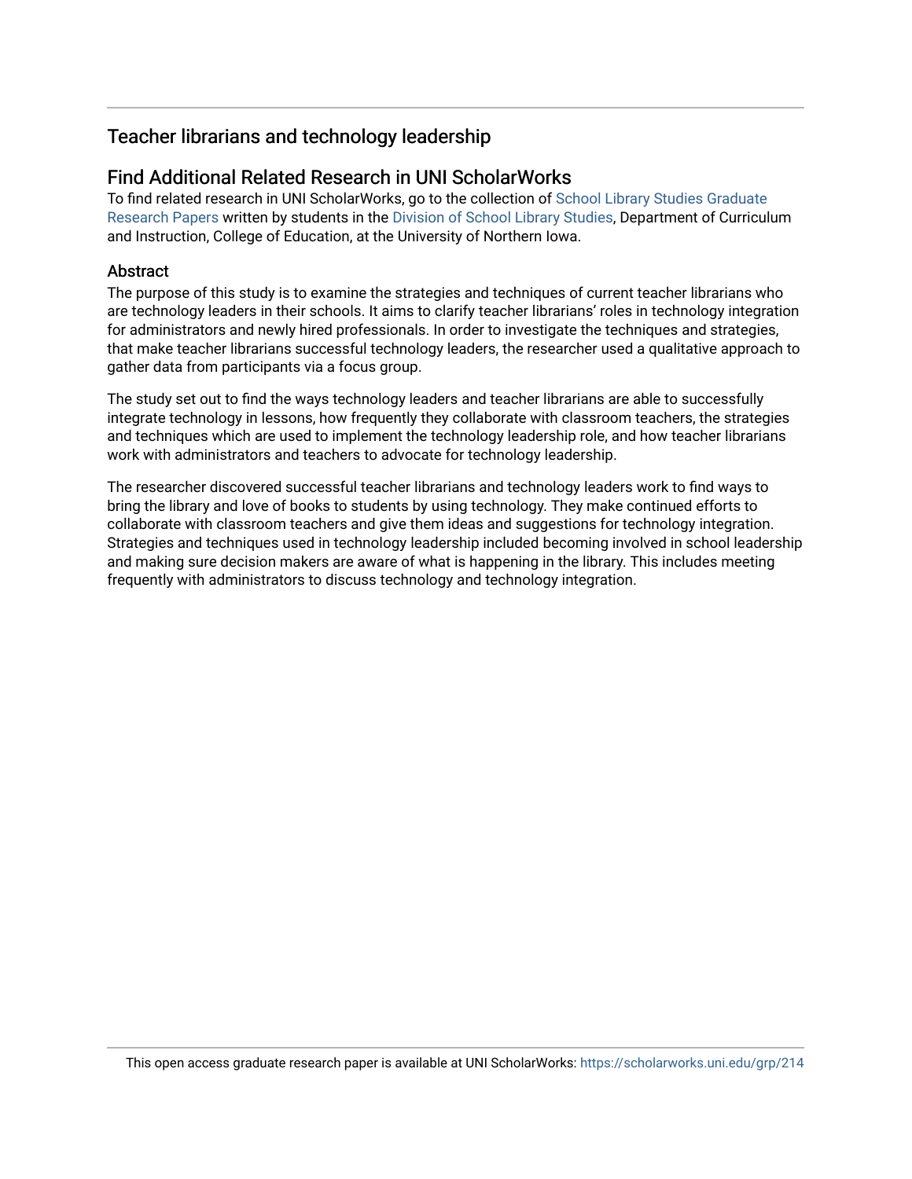## Teacher librarians and technology leadership

## Find Additional Related Research in UNI ScholarWorks

To find related research in UNI ScholarWorks, go to the collection of School Library Studies Graduate Research Papers written by students in the Division of School Library Studies, Department of Curriculum and Instruction, College of Education, at the University of Northern Iowa.

### Abstract

The purpose of this study is to examine the strategies and techniques of current teacher librarians who are technology leaders in their schools. It aims to clarify teacher librarians' roles in technology integration for administrators and newly hired professionals. In order to investigate the techniques and strategies, that make teacher librarians successful technology leaders, the researcher used a qualitative approach to gather data from participants via a focus group.

The study set out to find the ways technology leaders and teacher librarians are able to successfully integrate technology in lessons, how frequently they collaborate with classroom teachers, the strategies and techniques which are used to implement the technology leadership role, and how teacher librarians work with administrators and teachers to advocate for technology leadership.

The researcher discovered successful teacher librarians and technology leaders work to find ways to bring the library and love of books to students by using technology. They make continued efforts to collaborate with classroom teachers and give them ideas and suggestions for technology integration. Strategies and techniques used in technology leadership included becoming involved in school leadership and making sure decision makers are aware of what is happening in the library. This includes meeting frequently with administrators to discuss technology and technology integration.

This open access graduate research paper is available at UNI ScholarWorks: https://scholarworks.uni.edu/grp/214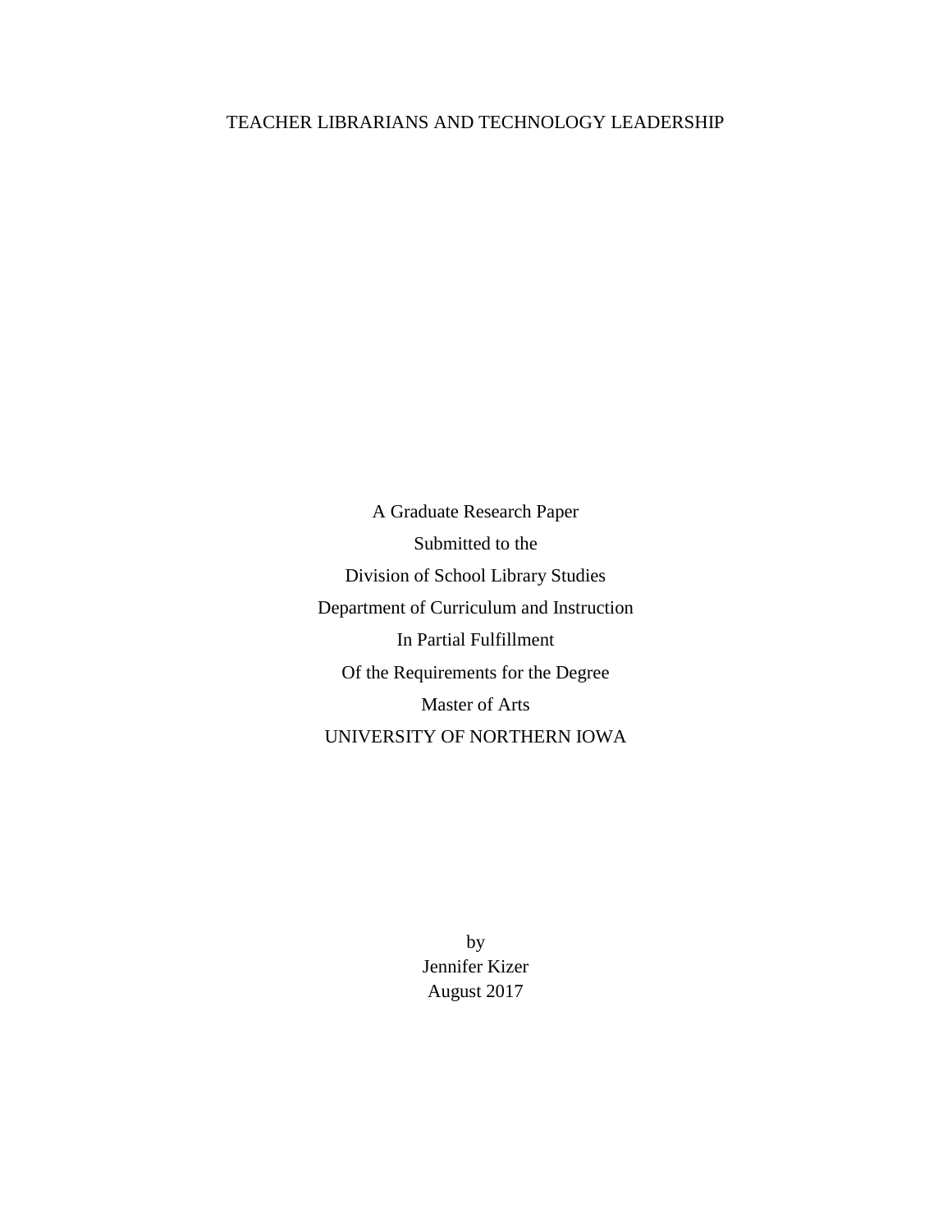# TEACHER LIBRARIANS AND TECHNOLOGY LEADERSHIP

A Graduate Research Paper

Submitted to the

Division of School Library Studies

Department of Curriculum and Instruction

In Partial Fulfillment

Of the Requirements for the Degree

Master of Arts

UNIVERSITY OF NORTHERN IOWA

by

Jennifer Kizer

August 2017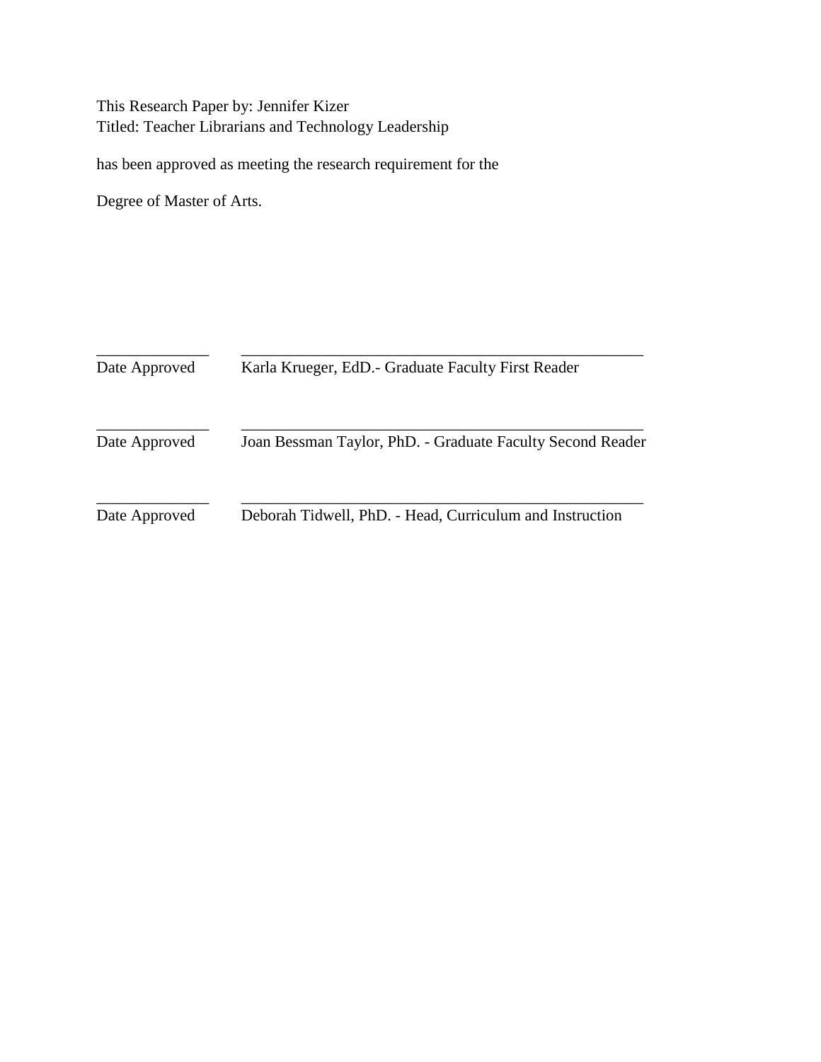This Research Paper by: Jennifer Kizer
Titled: Teacher Librarians and Technology Leadership

has been approved as meeting the research requirement for the

Degree of Master of Arts.

______________ ___________________________________________________
Date Approved Karla Krueger, EdD.- Graduate Faculty First Reader

______________ ___________________________________________________
Date Approved Joan Bessman Taylor, PhD. - Graduate Faculty Second Reader

______________ ___________________________________________________
Date Approved Deborah Tidwell, PhD. - Head, Curriculum and Instruction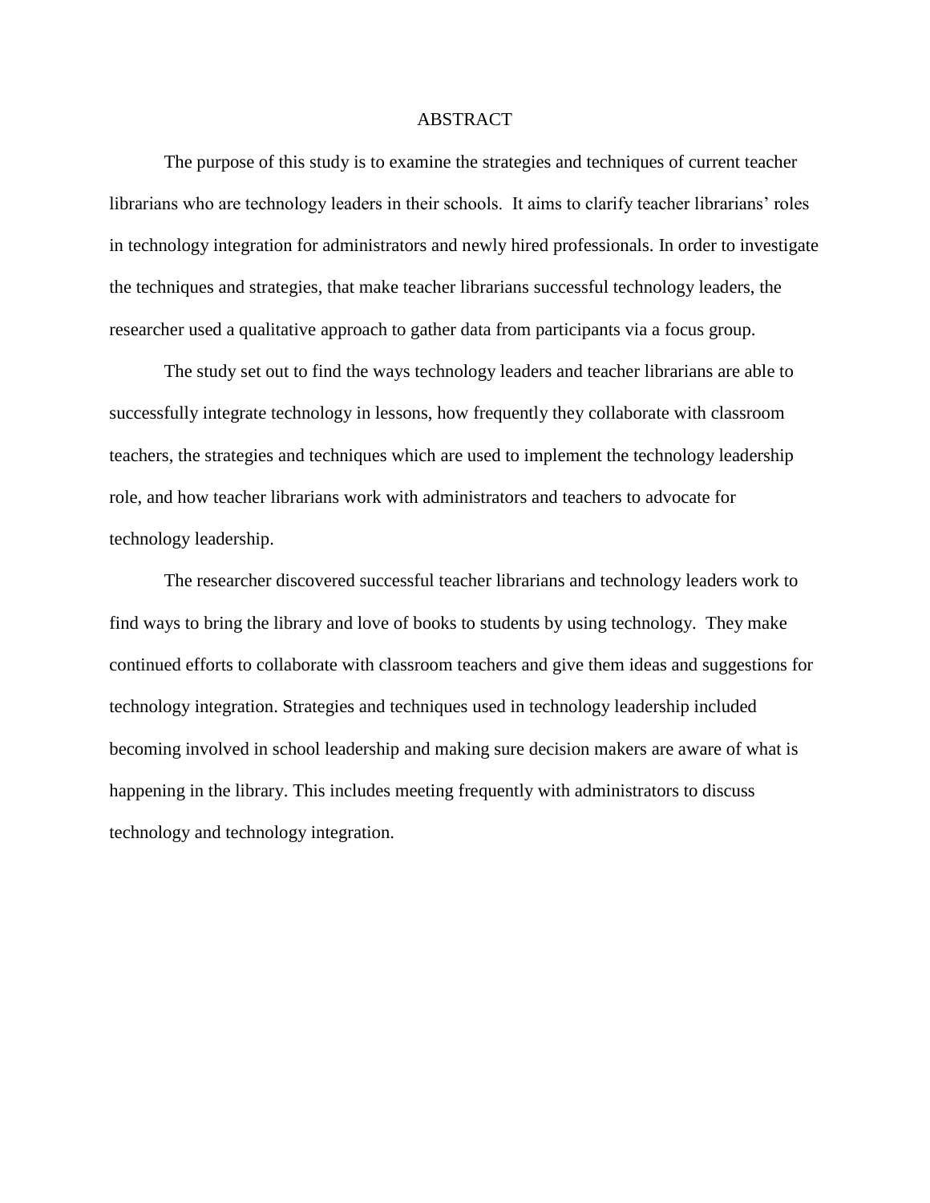# ABSTRACT

The purpose of this study is to examine the strategies and techniques of current teacher librarians who are technology leaders in their schools. It aims to clarify teacher librarians' roles in technology integration for administrators and newly hired professionals. In order to investigate the techniques and strategies, that make teacher librarians successful technology leaders, the researcher used a qualitative approach to gather data from participants via a focus group.

The study set out to find the ways technology leaders and teacher librarians are able to successfully integrate technology in lessons, how frequently they collaborate with classroom teachers, the strategies and techniques which are used to implement the technology leadership role, and how teacher librarians work with administrators and teachers to advocate for technology leadership.

The researcher discovered successful teacher librarians and technology leaders work to find ways to bring the library and love of books to students by using technology. They make continued efforts to collaborate with classroom teachers and give them ideas and suggestions for technology integration. Strategies and techniques used in technology leadership included becoming involved in school leadership and making sure decision makers are aware of what is happening in the library. This includes meeting frequently with administrators to discuss technology and technology integration.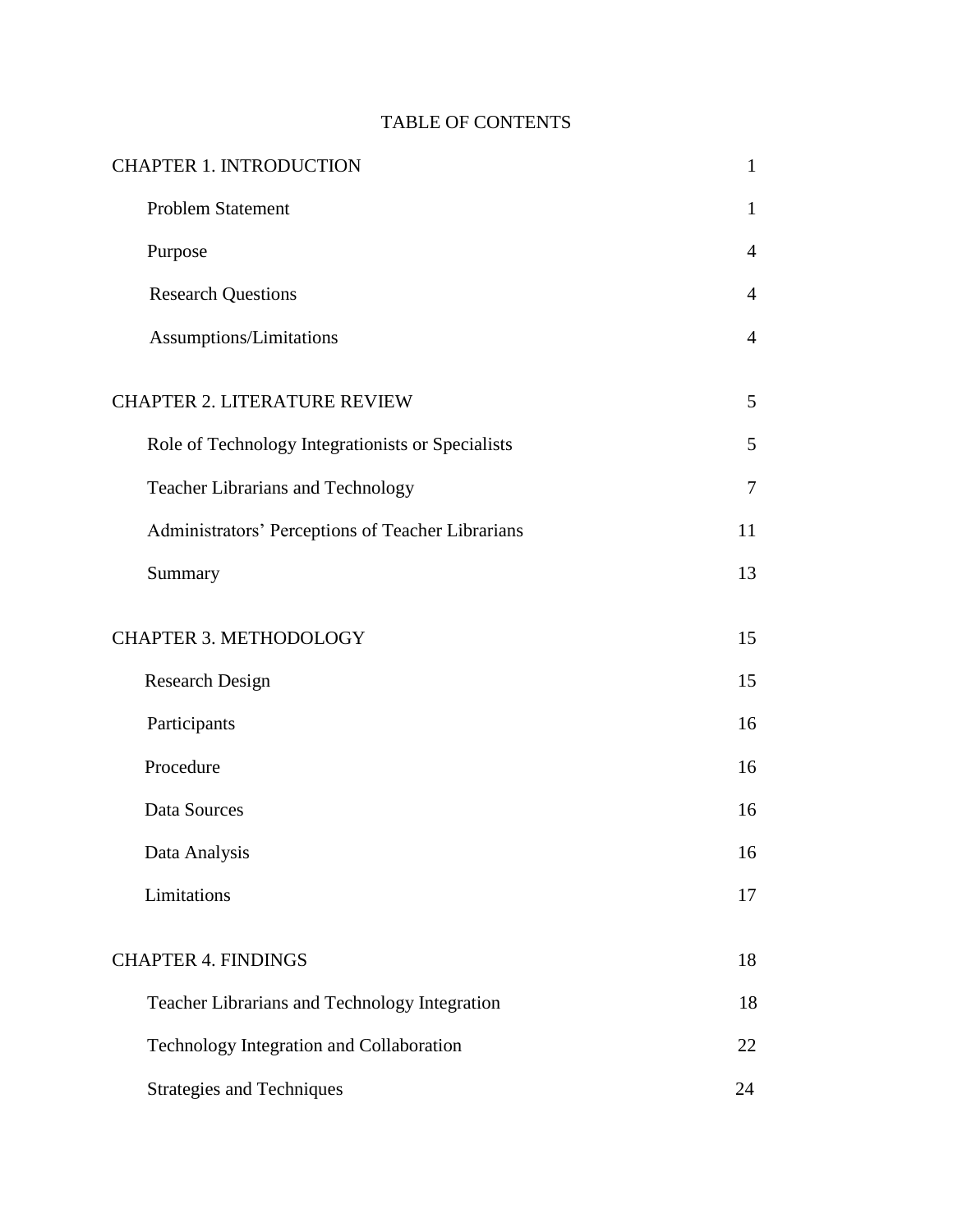# TABLE OF CONTENTS

| | |
|---|---|
| CHAPTER 1. INTRODUCTION | 1 |
| Problem Statement | 1 |
| Purpose | 4 |
| Research Questions | 4 |
| Assumptions/Limitations | 4 |
| CHAPTER 2. LITERATURE REVIEW | 5 |
| Role of Technology Integrationists or Specialists | 5 |
| Teacher Librarians and Technology | 7 |
| Administrators' Perceptions of Teacher Librarians | 11 |
| Summary | 13 |
| CHAPTER 3. METHODOLOGY | 15 |
| Research Design | 15 |
| Participants | 16 |
| Procedure | 16 |
| Data Sources | 16 |
| Data Analysis | 16 |
| Limitations | 17 |
| CHAPTER 4. FINDINGS | 18 |
| Teacher Librarians and Technology Integration | 18 |
| Technology Integration and Collaboration | 22 |
| Strategies and Techniques | 24 |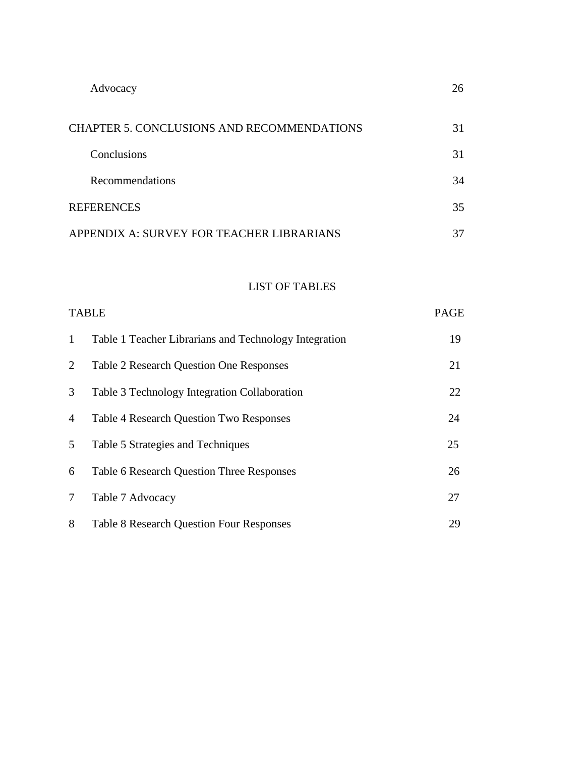| | |
|---|---|
| Advocacy | 26 |
| CHAPTER 5. CONCLUSIONS AND RECOMMENDATIONS | 31 |
| Conclusions | 31 |
| Recommendations | 34 |
| REFERENCES | 35 |
| APPENDIX A: SURVEY FOR TEACHER LIBRARIANS | 37 |

## LIST OF TABLES

| TABLE | | PAGE |
|---|---|---|
| 1 | Table 1 Teacher Librarians and Technology Integration | 19 |
| 2 | Table 2 Research Question One Responses | 21 |
| 3 | Table 3 Technology Integration Collaboration | 22 |
| 4 | Table 4 Research Question Two Responses | 24 |
| 5 | Table 5 Strategies and Techniques | 25 |
| 6 | Table 6 Research Question Three Responses | 26 |
| 7 | Table 7 Advocacy | 27 |
| 8 | Table 8 Research Question Four Responses | 29 |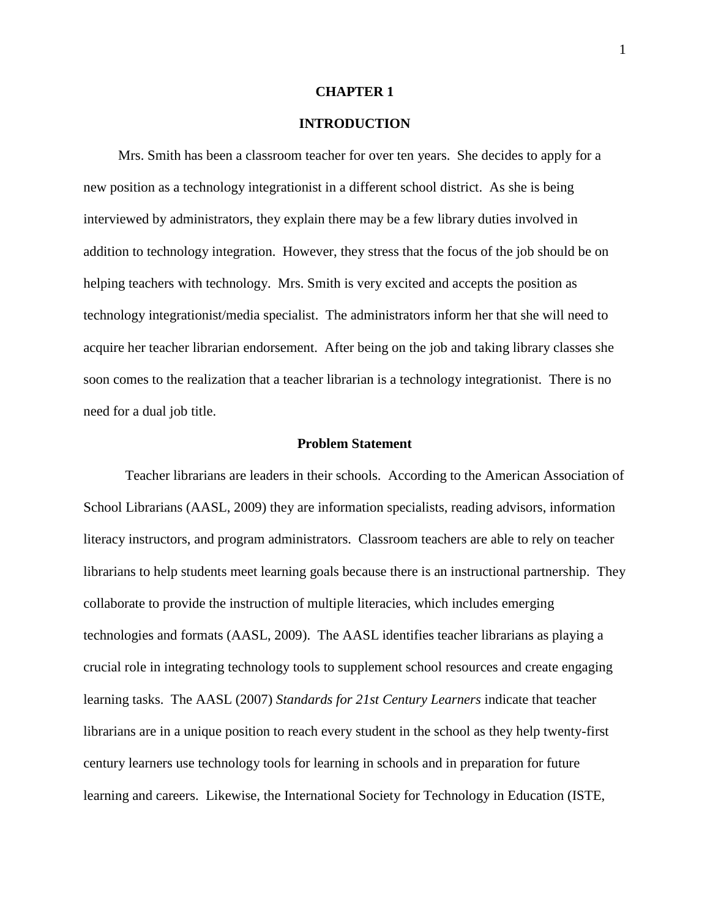# CHAPTER 1

# INTRODUCTION

Mrs. Smith has been a classroom teacher for over ten years. She decides to apply for a new position as a technology integrationist in a different school district. As she is being interviewed by administrators, they explain there may be a few library duties involved in addition to technology integration. However, they stress that the focus of the job should be on helping teachers with technology. Mrs. Smith is very excited and accepts the position as technology integrationist/media specialist. The administrators inform her that she will need to acquire her teacher librarian endorsement. After being on the job and taking library classes she soon comes to the realization that a teacher librarian is a technology integrationist. There is no need for a dual job title.

## Problem Statement

Teacher librarians are leaders in their schools. According to the American Association of School Librarians (AASL, 2009) they are information specialists, reading advisors, information literacy instructors, and program administrators. Classroom teachers are able to rely on teacher librarians to help students meet learning goals because there is an instructional partnership. They collaborate to provide the instruction of multiple literacies, which includes emerging technologies and formats (AASL, 2009). The AASL identifies teacher librarians as playing a crucial role in integrating technology tools to supplement school resources and create engaging learning tasks. The AASL (2007) *Standards for 21st Century Learners* indicate that teacher librarians are in a unique position to reach every student in the school as they help twenty-first century learners use technology tools for learning in schools and in preparation for future learning and careers. Likewise, the International Society for Technology in Education (ISTE,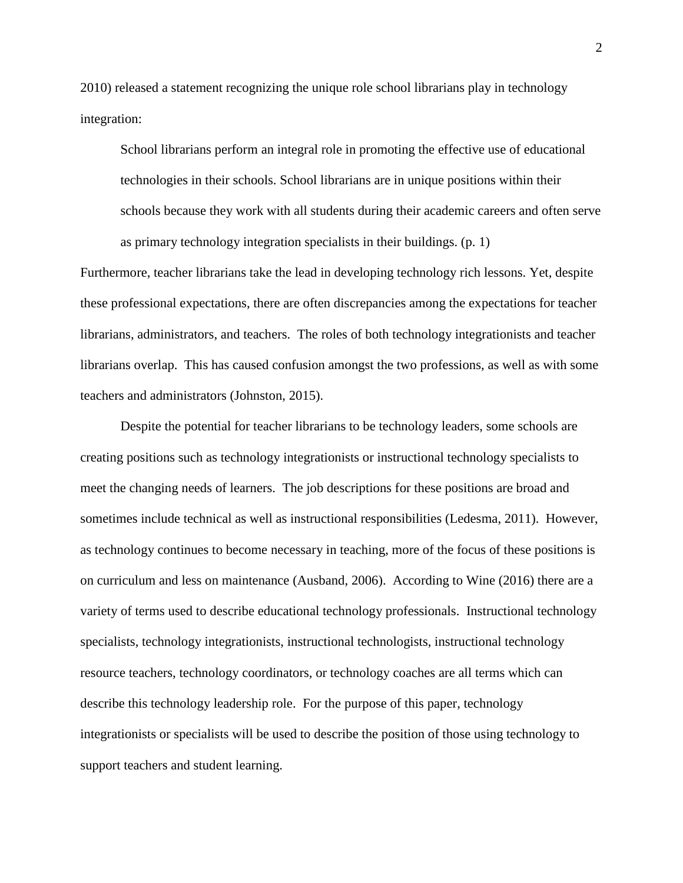2010) released a statement recognizing the unique role school librarians play in technology integration:

> School librarians perform an integral role in promoting the effective use of educational technologies in their schools. School librarians are in unique positions within their schools because they work with all students during their academic careers and often serve as primary technology integration specialists in their buildings. (p. 1)

Furthermore, teacher librarians take the lead in developing technology rich lessons. Yet, despite these professional expectations, there are often discrepancies among the expectations for teacher librarians, administrators, and teachers. The roles of both technology integrationists and teacher librarians overlap. This has caused confusion amongst the two professions, as well as with some teachers and administrators (Johnston, 2015).

Despite the potential for teacher librarians to be technology leaders, some schools are creating positions such as technology integrationists or instructional technology specialists to meet the changing needs of learners. The job descriptions for these positions are broad and sometimes include technical as well as instructional responsibilities (Ledesma, 2011). However, as technology continues to become necessary in teaching, more of the focus of these positions is on curriculum and less on maintenance (Ausband, 2006). According to Wine (2016) there are a variety of terms used to describe educational technology professionals. Instructional technology specialists, technology integrationists, instructional technologists, instructional technology resource teachers, technology coordinators, or technology coaches are all terms which can describe this technology leadership role. For the purpose of this paper, technology integrationists or specialists will be used to describe the position of those using technology to support teachers and student learning.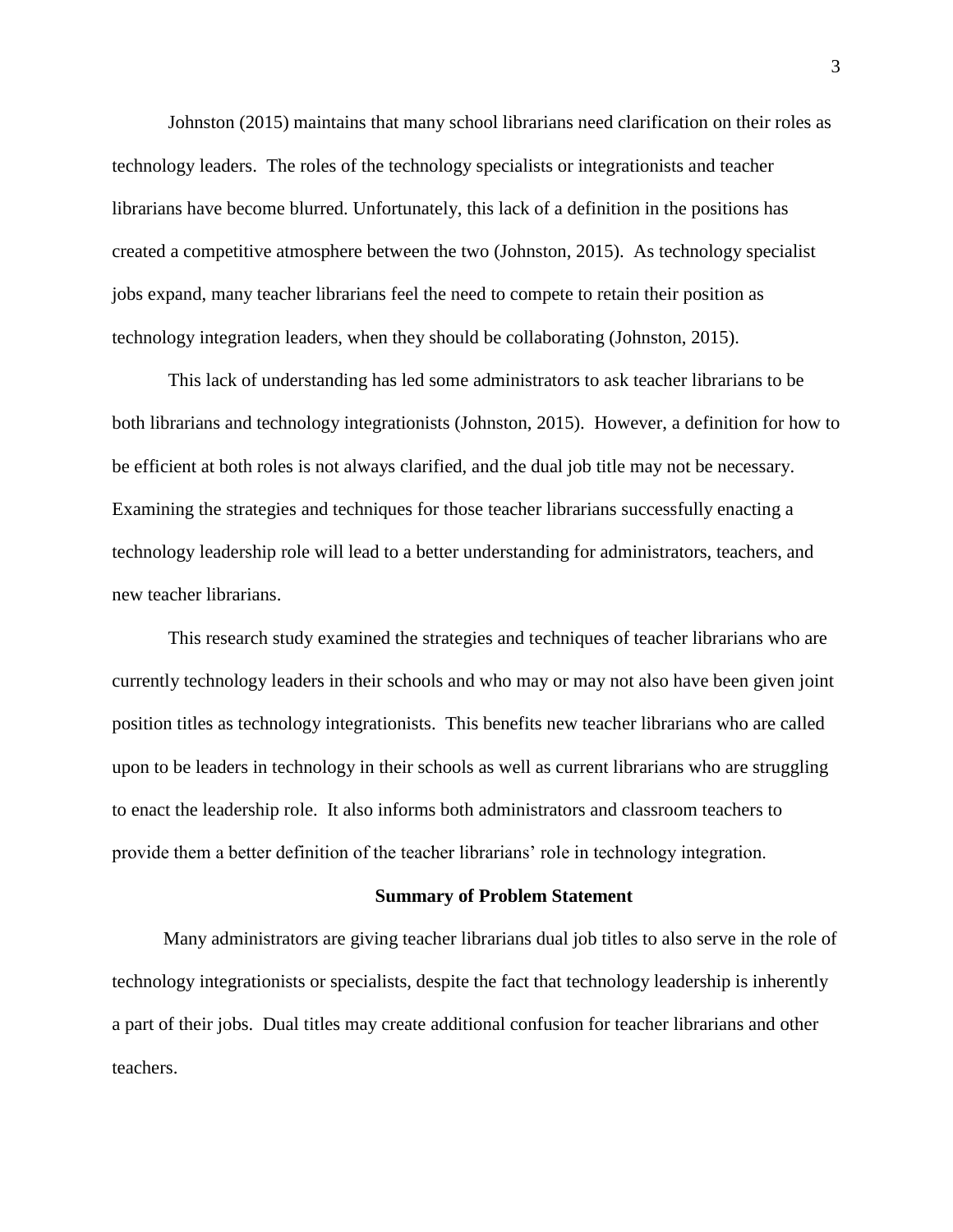Johnston (2015) maintains that many school librarians need clarification on their roles as technology leaders. The roles of the technology specialists or integrationists and teacher librarians have become blurred. Unfortunately, this lack of a definition in the positions has created a competitive atmosphere between the two (Johnston, 2015). As technology specialist jobs expand, many teacher librarians feel the need to compete to retain their position as technology integration leaders, when they should be collaborating (Johnston, 2015).

This lack of understanding has led some administrators to ask teacher librarians to be both librarians and technology integrationists (Johnston, 2015). However, a definition for how to be efficient at both roles is not always clarified, and the dual job title may not be necessary. Examining the strategies and techniques for those teacher librarians successfully enacting a technology leadership role will lead to a better understanding for administrators, teachers, and new teacher librarians.

This research study examined the strategies and techniques of teacher librarians who are currently technology leaders in their schools and who may or may not also have been given joint position titles as technology integrationists. This benefits new teacher librarians who are called upon to be leaders in technology in their schools as well as current librarians who are struggling to enact the leadership role. It also informs both administrators and classroom teachers to provide them a better definition of the teacher librarians' role in technology integration.

## Summary of Problem Statement

Many administrators are giving teacher librarians dual job titles to also serve in the role of technology integrationists or specialists, despite the fact that technology leadership is inherently a part of their jobs. Dual titles may create additional confusion for teacher librarians and other teachers.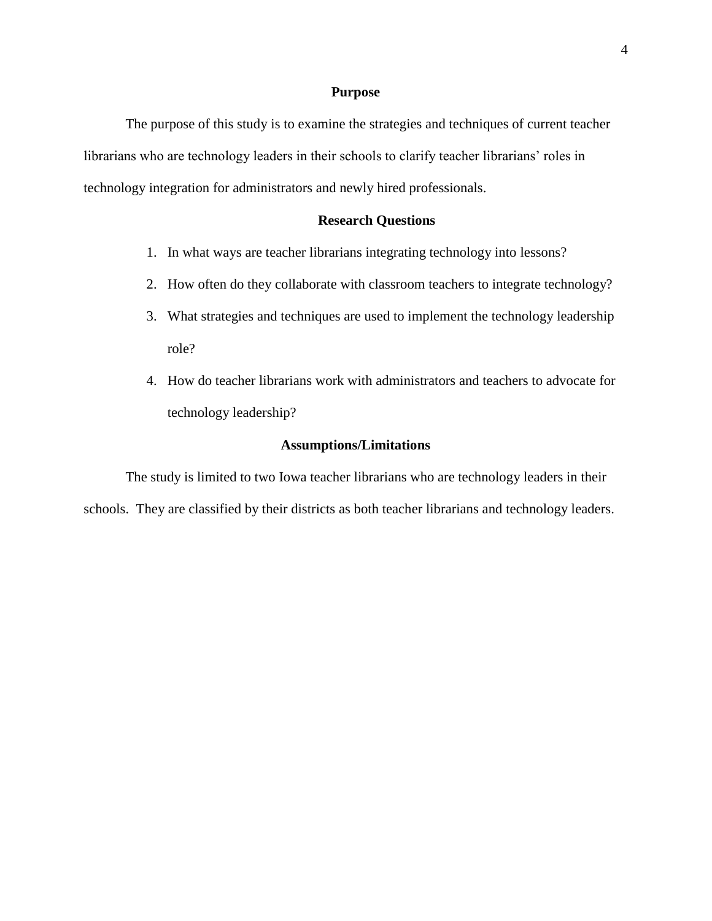## Purpose

The purpose of this study is to examine the strategies and techniques of current teacher librarians who are technology leaders in their schools to clarify teacher librarians' roles in technology integration for administrators and newly hired professionals.

## Research Questions

1. In what ways are teacher librarians integrating technology into lessons?
2. How often do they collaborate with classroom teachers to integrate technology?
3. What strategies and techniques are used to implement the technology leadership role?
4. How do teacher librarians work with administrators and teachers to advocate for technology leadership?

## Assumptions/Limitations

The study is limited to two Iowa teacher librarians who are technology leaders in their schools. They are classified by their districts as both teacher librarians and technology leaders.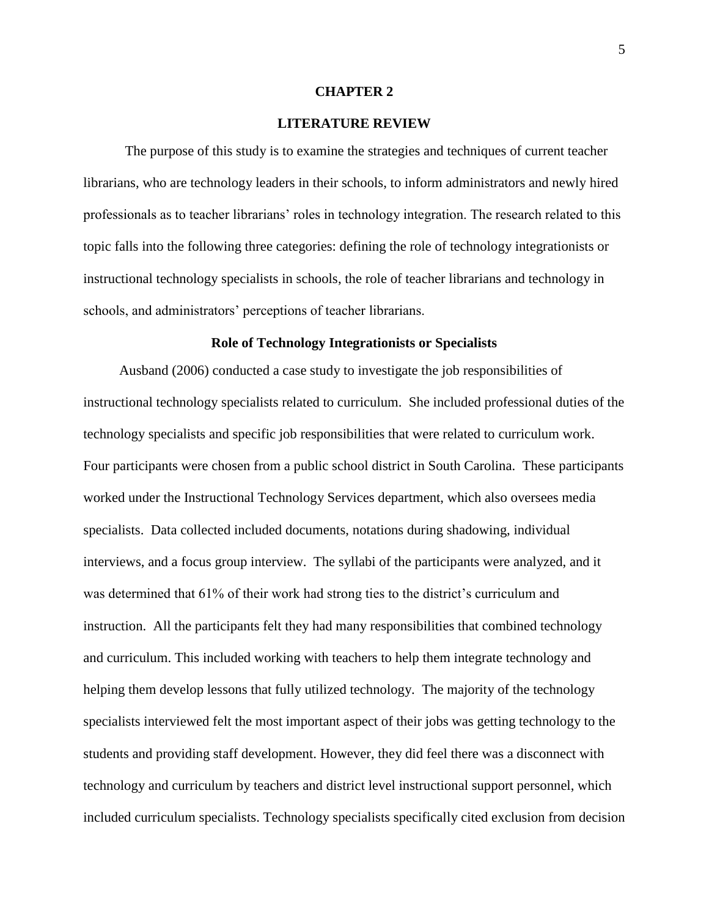# CHAPTER 2

# LITERATURE REVIEW

The purpose of this study is to examine the strategies and techniques of current teacher librarians, who are technology leaders in their schools, to inform administrators and newly hired professionals as to teacher librarians' roles in technology integration. The research related to this topic falls into the following three categories: defining the role of technology integrationists or instructional technology specialists in schools, the role of teacher librarians and technology in schools, and administrators' perceptions of teacher librarians.

## Role of Technology Integrationists or Specialists

Ausband (2006) conducted a case study to investigate the job responsibilities of instructional technology specialists related to curriculum. She included professional duties of the technology specialists and specific job responsibilities that were related to curriculum work. Four participants were chosen from a public school district in South Carolina. These participants worked under the Instructional Technology Services department, which also oversees media specialists. Data collected included documents, notations during shadowing, individual interviews, and a focus group interview. The syllabi of the participants were analyzed, and it was determined that 61% of their work had strong ties to the district's curriculum and instruction. All the participants felt they had many responsibilities that combined technology and curriculum. This included working with teachers to help them integrate technology and helping them develop lessons that fully utilized technology. The majority of the technology specialists interviewed felt the most important aspect of their jobs was getting technology to the students and providing staff development. However, they did feel there was a disconnect with technology and curriculum by teachers and district level instructional support personnel, which included curriculum specialists. Technology specialists specifically cited exclusion from decision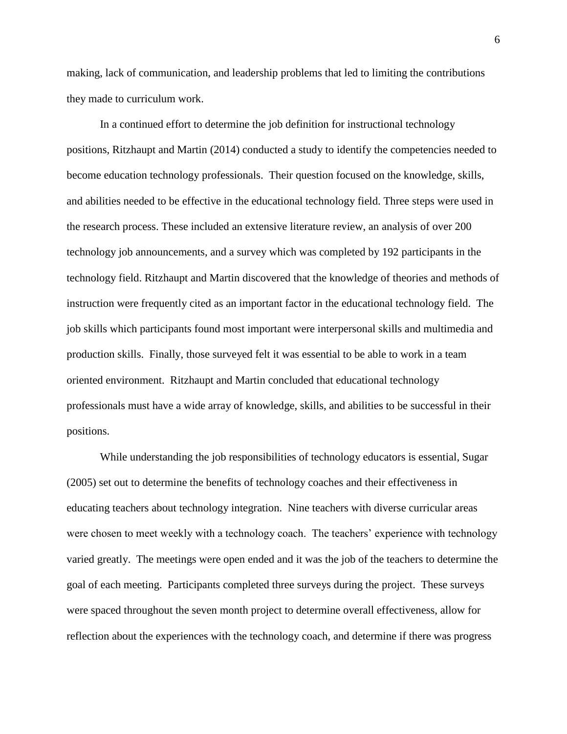making, lack of communication, and leadership problems that led to limiting the contributions they made to curriculum work.

In a continued effort to determine the job definition for instructional technology positions, Ritzhaupt and Martin (2014) conducted a study to identify the competencies needed to become education technology professionals. Their question focused on the knowledge, skills, and abilities needed to be effective in the educational technology field. Three steps were used in the research process. These included an extensive literature review, an analysis of over 200 technology job announcements, and a survey which was completed by 192 participants in the technology field. Ritzhaupt and Martin discovered that the knowledge of theories and methods of instruction were frequently cited as an important factor in the educational technology field. The job skills which participants found most important were interpersonal skills and multimedia and production skills. Finally, those surveyed felt it was essential to be able to work in a team oriented environment. Ritzhaupt and Martin concluded that educational technology professionals must have a wide array of knowledge, skills, and abilities to be successful in their positions.

While understanding the job responsibilities of technology educators is essential, Sugar (2005) set out to determine the benefits of technology coaches and their effectiveness in educating teachers about technology integration. Nine teachers with diverse curricular areas were chosen to meet weekly with a technology coach. The teachers' experience with technology varied greatly. The meetings were open ended and it was the job of the teachers to determine the goal of each meeting. Participants completed three surveys during the project. These surveys were spaced throughout the seven month project to determine overall effectiveness, allow for reflection about the experiences with the technology coach, and determine if there was progress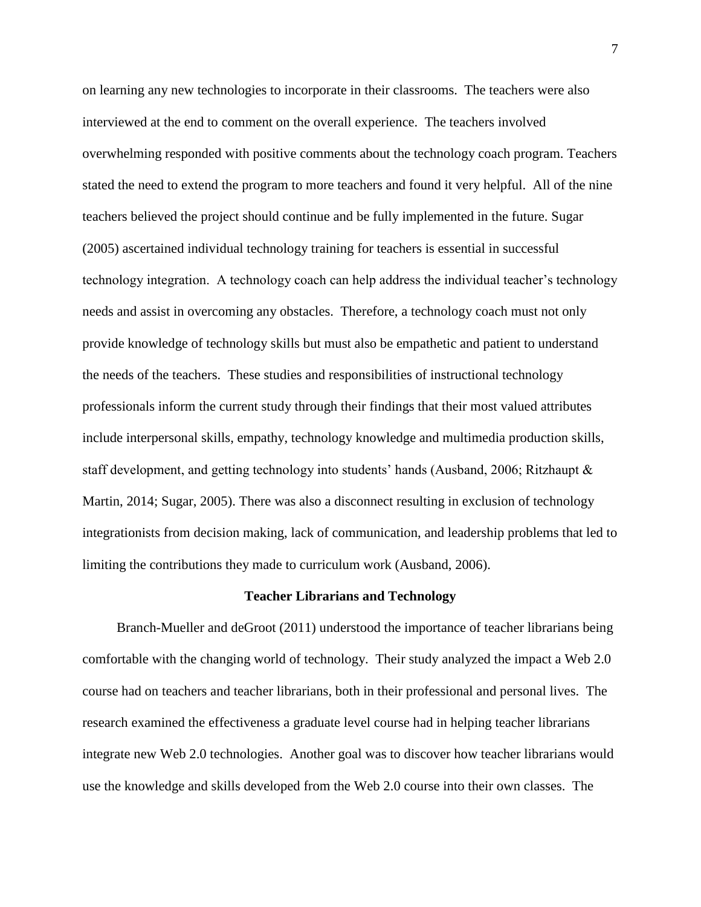on learning any new technologies to incorporate in their classrooms. The teachers were also interviewed at the end to comment on the overall experience. The teachers involved overwhelming responded with positive comments about the technology coach program. Teachers stated the need to extend the program to more teachers and found it very helpful. All of the nine teachers believed the project should continue and be fully implemented in the future. Sugar (2005) ascertained individual technology training for teachers is essential in successful technology integration. A technology coach can help address the individual teacher's technology needs and assist in overcoming any obstacles. Therefore, a technology coach must not only provide knowledge of technology skills but must also be empathetic and patient to understand the needs of the teachers. These studies and responsibilities of instructional technology professionals inform the current study through their findings that their most valued attributes include interpersonal skills, empathy, technology knowledge and multimedia production skills, staff development, and getting technology into students' hands (Ausband, 2006; Ritzhaupt & Martin, 2014; Sugar, 2005). There was also a disconnect resulting in exclusion of technology integrationists from decision making, lack of communication, and leadership problems that led to limiting the contributions they made to curriculum work (Ausband, 2006).

## Teacher Librarians and Technology

Branch-Mueller and deGroot (2011) understood the importance of teacher librarians being comfortable with the changing world of technology. Their study analyzed the impact a Web 2.0 course had on teachers and teacher librarians, both in their professional and personal lives. The research examined the effectiveness a graduate level course had in helping teacher librarians integrate new Web 2.0 technologies. Another goal was to discover how teacher librarians would use the knowledge and skills developed from the Web 2.0 course into their own classes. The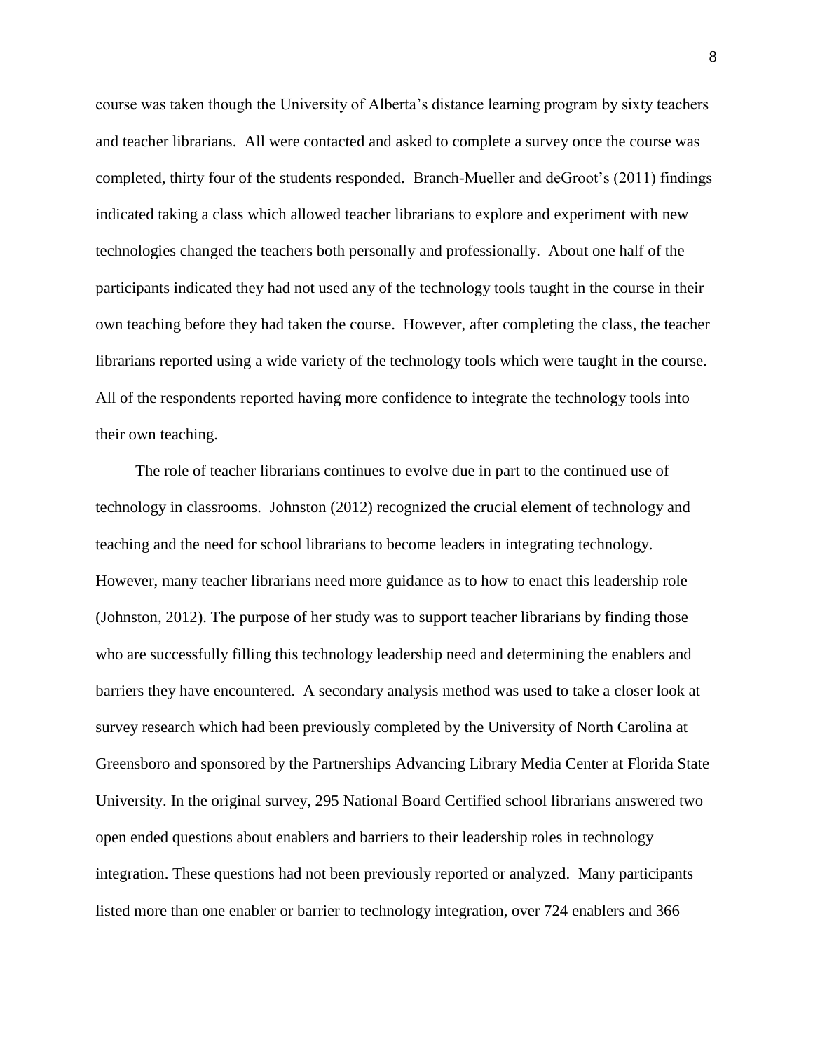course was taken though the University of Alberta's distance learning program by sixty teachers and teacher librarians. All were contacted and asked to complete a survey once the course was completed, thirty four of the students responded. Branch-Mueller and deGroot's (2011) findings indicated taking a class which allowed teacher librarians to explore and experiment with new technologies changed the teachers both personally and professionally. About one half of the participants indicated they had not used any of the technology tools taught in the course in their own teaching before they had taken the course. However, after completing the class, the teacher librarians reported using a wide variety of the technology tools which were taught in the course. All of the respondents reported having more confidence to integrate the technology tools into their own teaching.

The role of teacher librarians continues to evolve due in part to the continued use of technology in classrooms. Johnston (2012) recognized the crucial element of technology and teaching and the need for school librarians to become leaders in integrating technology. However, many teacher librarians need more guidance as to how to enact this leadership role (Johnston, 2012). The purpose of her study was to support teacher librarians by finding those who are successfully filling this technology leadership need and determining the enablers and barriers they have encountered. A secondary analysis method was used to take a closer look at survey research which had been previously completed by the University of North Carolina at Greensboro and sponsored by the Partnerships Advancing Library Media Center at Florida State University. In the original survey, 295 National Board Certified school librarians answered two open ended questions about enablers and barriers to their leadership roles in technology integration. These questions had not been previously reported or analyzed. Many participants listed more than one enabler or barrier to technology integration, over 724 enablers and 366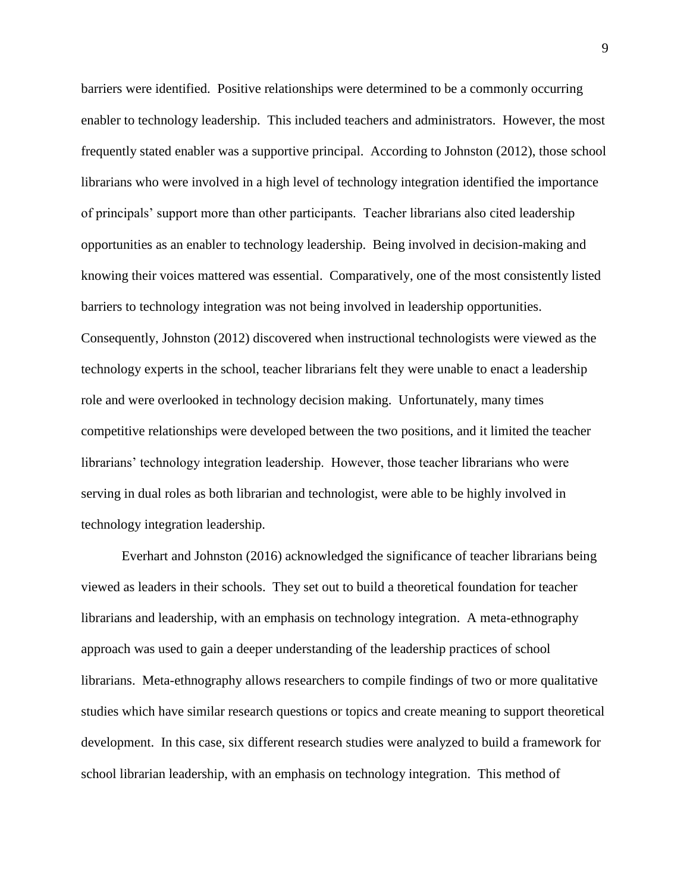barriers were identified. Positive relationships were determined to be a commonly occurring enabler to technology leadership. This included teachers and administrators. However, the most frequently stated enabler was a supportive principal. According to Johnston (2012), those school librarians who were involved in a high level of technology integration identified the importance of principals' support more than other participants. Teacher librarians also cited leadership opportunities as an enabler to technology leadership. Being involved in decision-making and knowing their voices mattered was essential. Comparatively, one of the most consistently listed barriers to technology integration was not being involved in leadership opportunities. Consequently, Johnston (2012) discovered when instructional technologists were viewed as the technology experts in the school, teacher librarians felt they were unable to enact a leadership role and were overlooked in technology decision making. Unfortunately, many times competitive relationships were developed between the two positions, and it limited the teacher librarians' technology integration leadership. However, those teacher librarians who were serving in dual roles as both librarian and technologist, were able to be highly involved in technology integration leadership.

Everhart and Johnston (2016) acknowledged the significance of teacher librarians being viewed as leaders in their schools. They set out to build a theoretical foundation for teacher librarians and leadership, with an emphasis on technology integration. A meta-ethnography approach was used to gain a deeper understanding of the leadership practices of school librarians. Meta-ethnography allows researchers to compile findings of two or more qualitative studies which have similar research questions or topics and create meaning to support theoretical development. In this case, six different research studies were analyzed to build a framework for school librarian leadership, with an emphasis on technology integration. This method of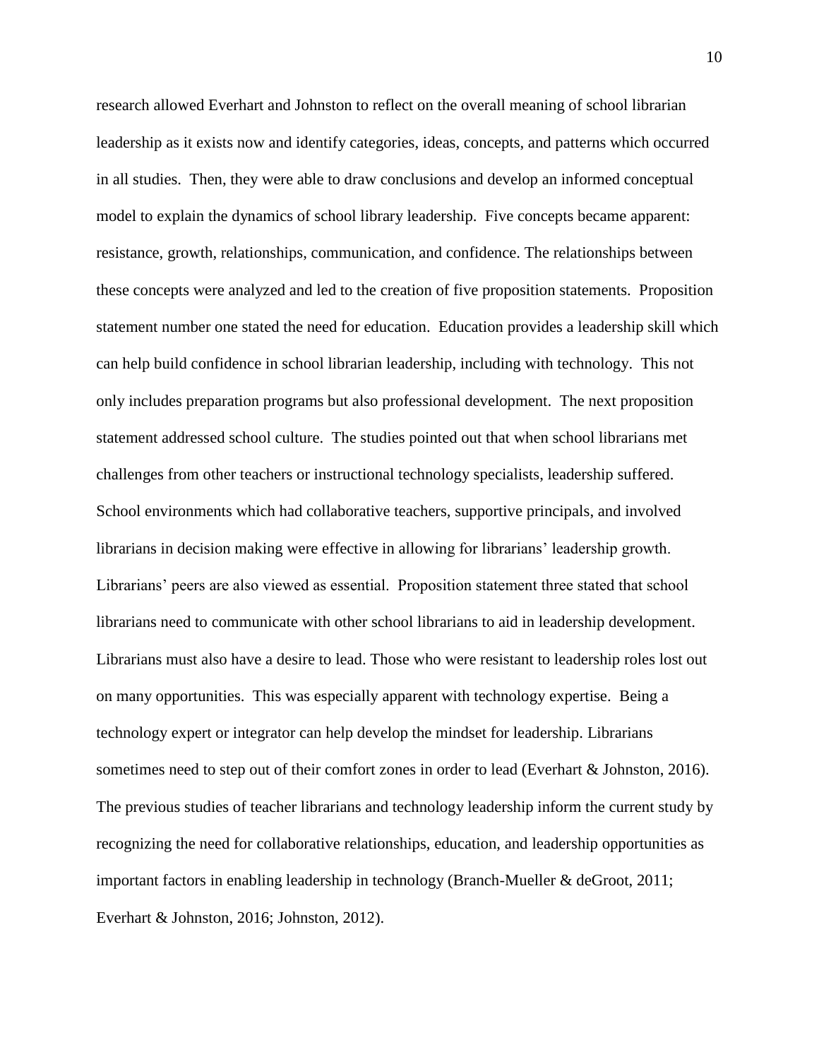research allowed Everhart and Johnston to reflect on the overall meaning of school librarian leadership as it exists now and identify categories, ideas, concepts, and patterns which occurred in all studies. Then, they were able to draw conclusions and develop an informed conceptual model to explain the dynamics of school library leadership. Five concepts became apparent: resistance, growth, relationships, communication, and confidence. The relationships between these concepts were analyzed and led to the creation of five proposition statements. Proposition statement number one stated the need for education. Education provides a leadership skill which can help build confidence in school librarian leadership, including with technology. This not only includes preparation programs but also professional development. The next proposition statement addressed school culture. The studies pointed out that when school librarians met challenges from other teachers or instructional technology specialists, leadership suffered. School environments which had collaborative teachers, supportive principals, and involved librarians in decision making were effective in allowing for librarians' leadership growth. Librarians' peers are also viewed as essential. Proposition statement three stated that school librarians need to communicate with other school librarians to aid in leadership development. Librarians must also have a desire to lead. Those who were resistant to leadership roles lost out on many opportunities. This was especially apparent with technology expertise. Being a technology expert or integrator can help develop the mindset for leadership. Librarians sometimes need to step out of their comfort zones in order to lead (Everhart & Johnston, 2016). The previous studies of teacher librarians and technology leadership inform the current study by recognizing the need for collaborative relationships, education, and leadership opportunities as important factors in enabling leadership in technology (Branch-Mueller & deGroot, 2011; Everhart & Johnston, 2016; Johnston, 2012).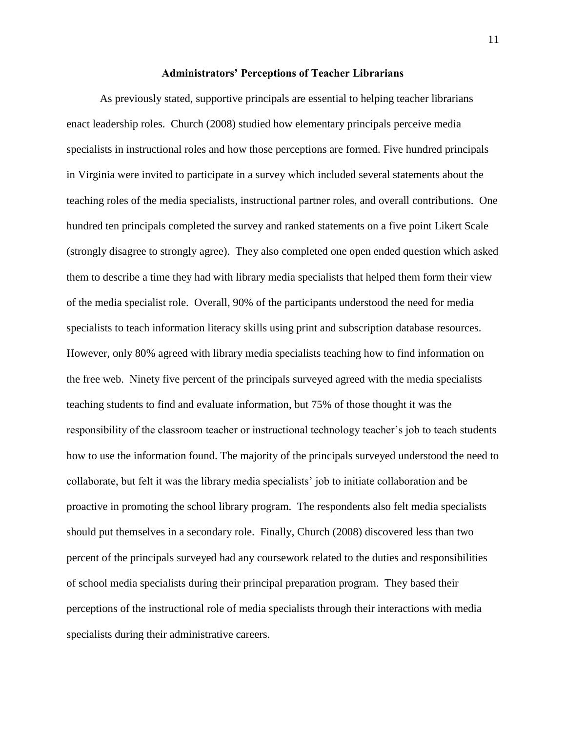## Administrators' Perceptions of Teacher Librarians

As previously stated, supportive principals are essential to helping teacher librarians enact leadership roles. Church (2008) studied how elementary principals perceive media specialists in instructional roles and how those perceptions are formed. Five hundred principals in Virginia were invited to participate in a survey which included several statements about the teaching roles of the media specialists, instructional partner roles, and overall contributions. One hundred ten principals completed the survey and ranked statements on a five point Likert Scale (strongly disagree to strongly agree). They also completed one open ended question which asked them to describe a time they had with library media specialists that helped them form their view of the media specialist role. Overall, 90% of the participants understood the need for media specialists to teach information literacy skills using print and subscription database resources. However, only 80% agreed with library media specialists teaching how to find information on the free web. Ninety five percent of the principals surveyed agreed with the media specialists teaching students to find and evaluate information, but 75% of those thought it was the responsibility of the classroom teacher or instructional technology teacher's job to teach students how to use the information found. The majority of the principals surveyed understood the need to collaborate, but felt it was the library media specialists' job to initiate collaboration and be proactive in promoting the school library program. The respondents also felt media specialists should put themselves in a secondary role. Finally, Church (2008) discovered less than two percent of the principals surveyed had any coursework related to the duties and responsibilities of school media specialists during their principal preparation program. They based their perceptions of the instructional role of media specialists through their interactions with media specialists during their administrative careers.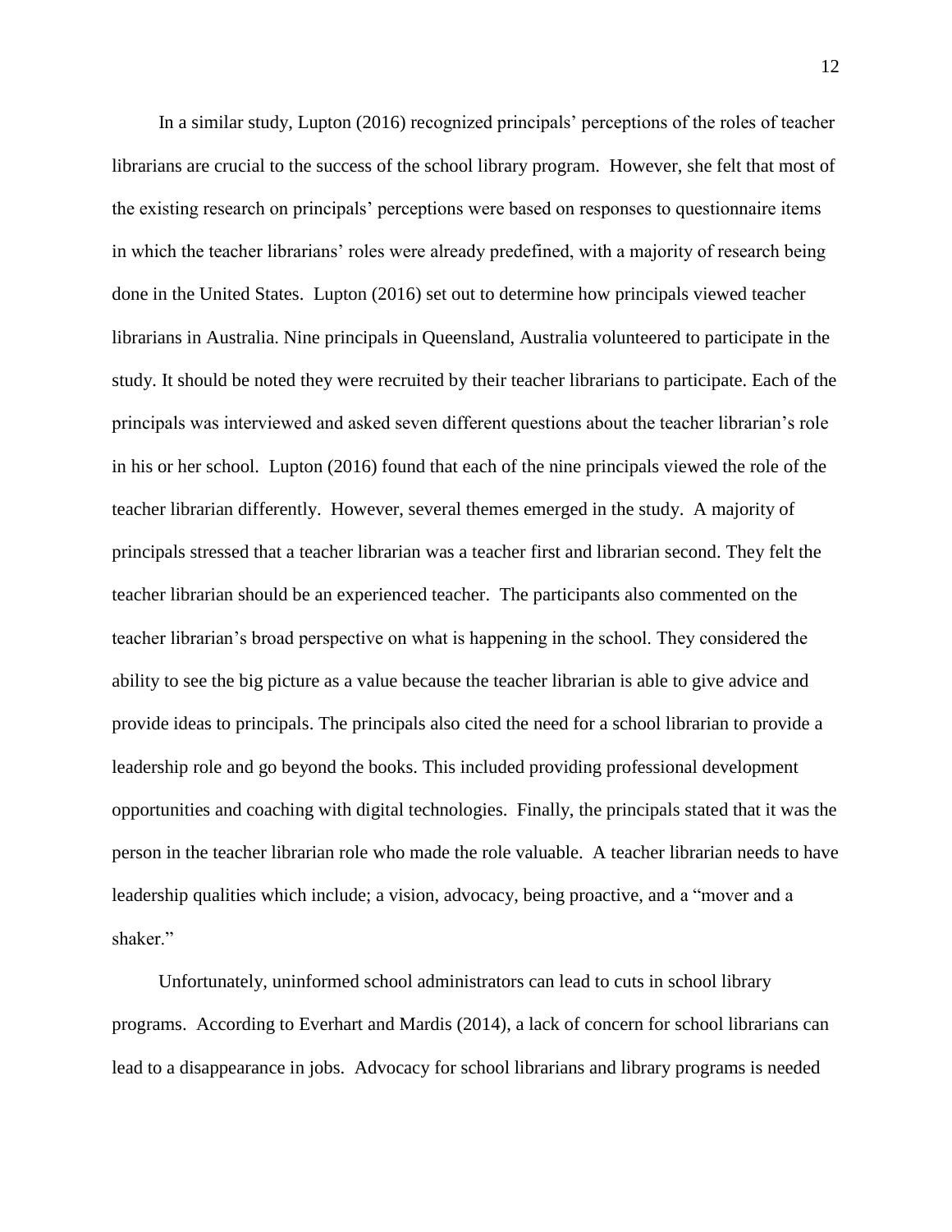In a similar study, Lupton (2016) recognized principals' perceptions of the roles of teacher librarians are crucial to the success of the school library program. However, she felt that most of the existing research on principals' perceptions were based on responses to questionnaire items in which the teacher librarians' roles were already predefined, with a majority of research being done in the United States. Lupton (2016) set out to determine how principals viewed teacher librarians in Australia. Nine principals in Queensland, Australia volunteered to participate in the study. It should be noted they were recruited by their teacher librarians to participate. Each of the principals was interviewed and asked seven different questions about the teacher librarian's role in his or her school. Lupton (2016) found that each of the nine principals viewed the role of the teacher librarian differently. However, several themes emerged in the study. A majority of principals stressed that a teacher librarian was a teacher first and librarian second. They felt the teacher librarian should be an experienced teacher. The participants also commented on the teacher librarian's broad perspective on what is happening in the school. They considered the ability to see the big picture as a value because the teacher librarian is able to give advice and provide ideas to principals. The principals also cited the need for a school librarian to provide a leadership role and go beyond the books. This included providing professional development opportunities and coaching with digital technologies. Finally, the principals stated that it was the person in the teacher librarian role who made the role valuable. A teacher librarian needs to have leadership qualities which include; a vision, advocacy, being proactive, and a "mover and a shaker."

Unfortunately, uninformed school administrators can lead to cuts in school library programs. According to Everhart and Mardis (2014), a lack of concern for school librarians can lead to a disappearance in jobs. Advocacy for school librarians and library programs is needed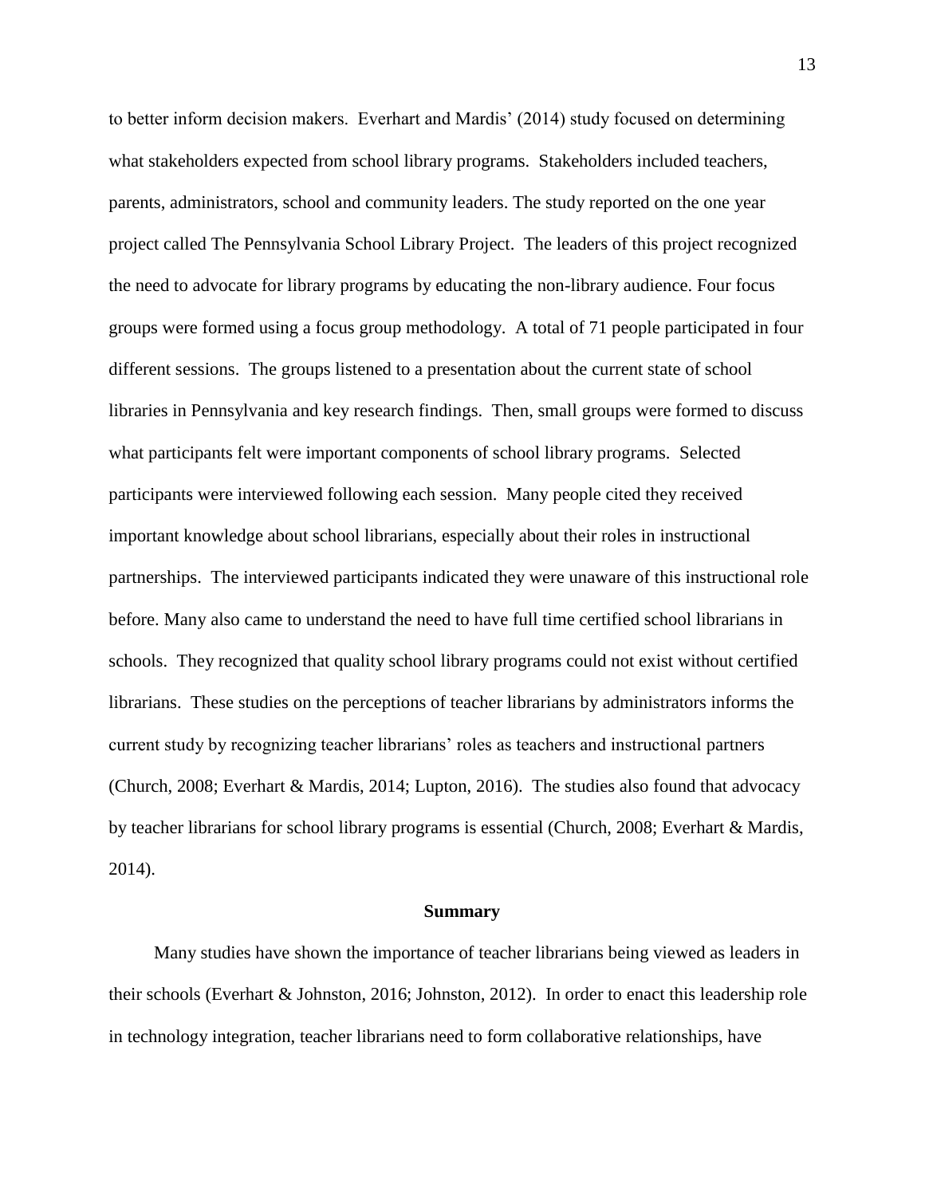to better inform decision makers. Everhart and Mardis' (2014) study focused on determining what stakeholders expected from school library programs. Stakeholders included teachers, parents, administrators, school and community leaders. The study reported on the one year project called The Pennsylvania School Library Project. The leaders of this project recognized the need to advocate for library programs by educating the non-library audience. Four focus groups were formed using a focus group methodology. A total of 71 people participated in four different sessions. The groups listened to a presentation about the current state of school libraries in Pennsylvania and key research findings. Then, small groups were formed to discuss what participants felt were important components of school library programs. Selected participants were interviewed following each session. Many people cited they received important knowledge about school librarians, especially about their roles in instructional partnerships. The interviewed participants indicated they were unaware of this instructional role before. Many also came to understand the need to have full time certified school librarians in schools. They recognized that quality school library programs could not exist without certified librarians. These studies on the perceptions of teacher librarians by administrators informs the current study by recognizing teacher librarians' roles as teachers and instructional partners (Church, 2008; Everhart & Mardis, 2014; Lupton, 2016). The studies also found that advocacy by teacher librarians for school library programs is essential (Church, 2008; Everhart & Mardis, 2014).

## Summary

Many studies have shown the importance of teacher librarians being viewed as leaders in their schools (Everhart & Johnston, 2016; Johnston, 2012). In order to enact this leadership role in technology integration, teacher librarians need to form collaborative relationships, have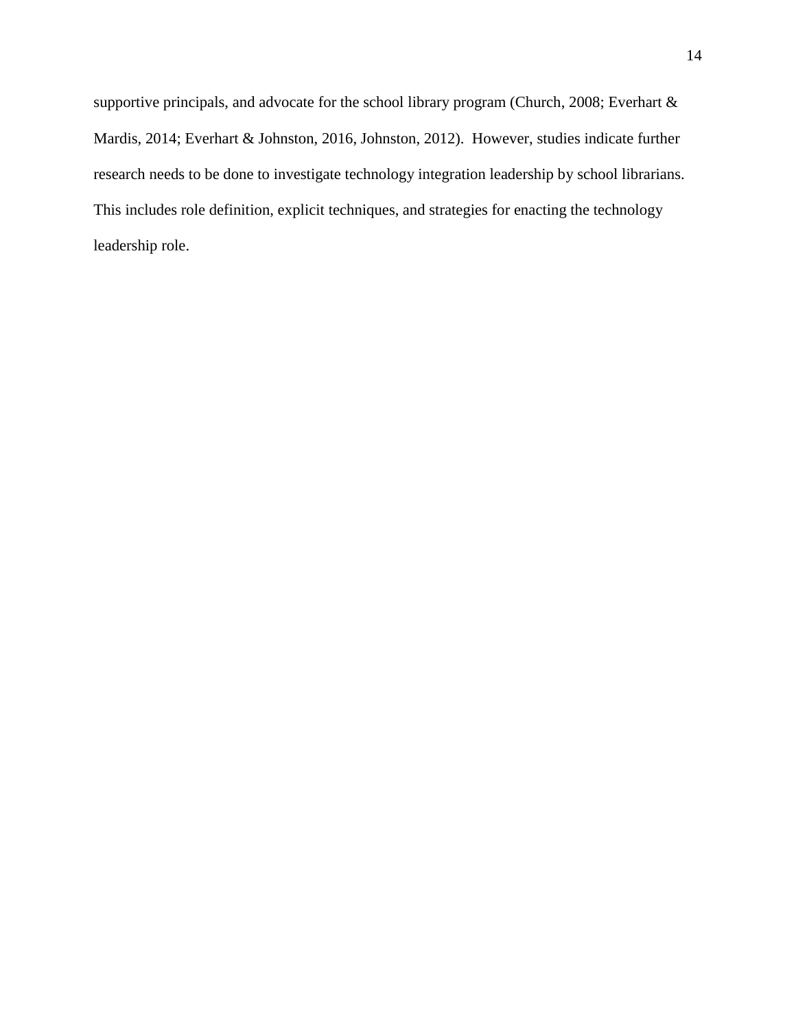supportive principals, and advocate for the school library program (Church, 2008; Everhart & Mardis, 2014; Everhart & Johnston, 2016, Johnston, 2012). However, studies indicate further research needs to be done to investigate technology integration leadership by school librarians. This includes role definition, explicit techniques, and strategies for enacting the technology leadership role.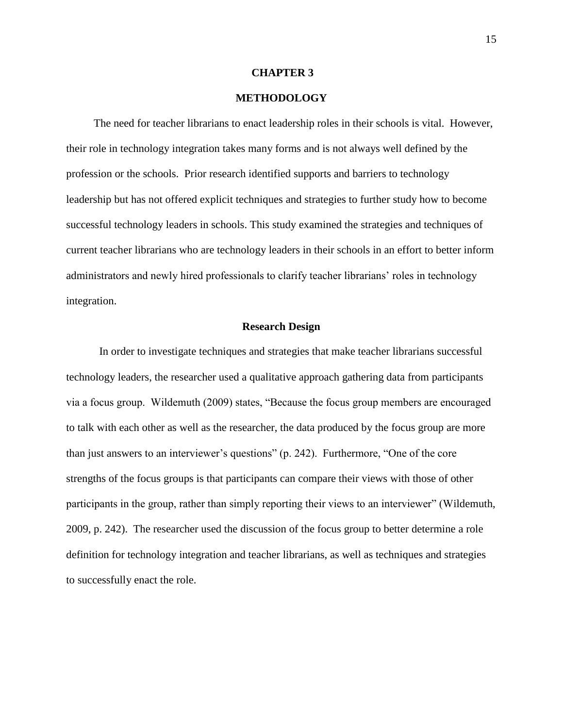# CHAPTER 3

# METHODOLOGY

The need for teacher librarians to enact leadership roles in their schools is vital. However, their role in technology integration takes many forms and is not always well defined by the profession or the schools. Prior research identified supports and barriers to technology leadership but has not offered explicit techniques and strategies to further study how to become successful technology leaders in schools. This study examined the strategies and techniques of current teacher librarians who are technology leaders in their schools in an effort to better inform administrators and newly hired professionals to clarify teacher librarians' roles in technology integration.

## Research Design

In order to investigate techniques and strategies that make teacher librarians successful technology leaders, the researcher used a qualitative approach gathering data from participants via a focus group. Wildemuth (2009) states, "Because the focus group members are encouraged to talk with each other as well as the researcher, the data produced by the focus group are more than just answers to an interviewer's questions" (p. 242). Furthermore, "One of the core strengths of the focus groups is that participants can compare their views with those of other participants in the group, rather than simply reporting their views to an interviewer" (Wildemuth, 2009, p. 242). The researcher used the discussion of the focus group to better determine a role definition for technology integration and teacher librarians, as well as techniques and strategies to successfully enact the role.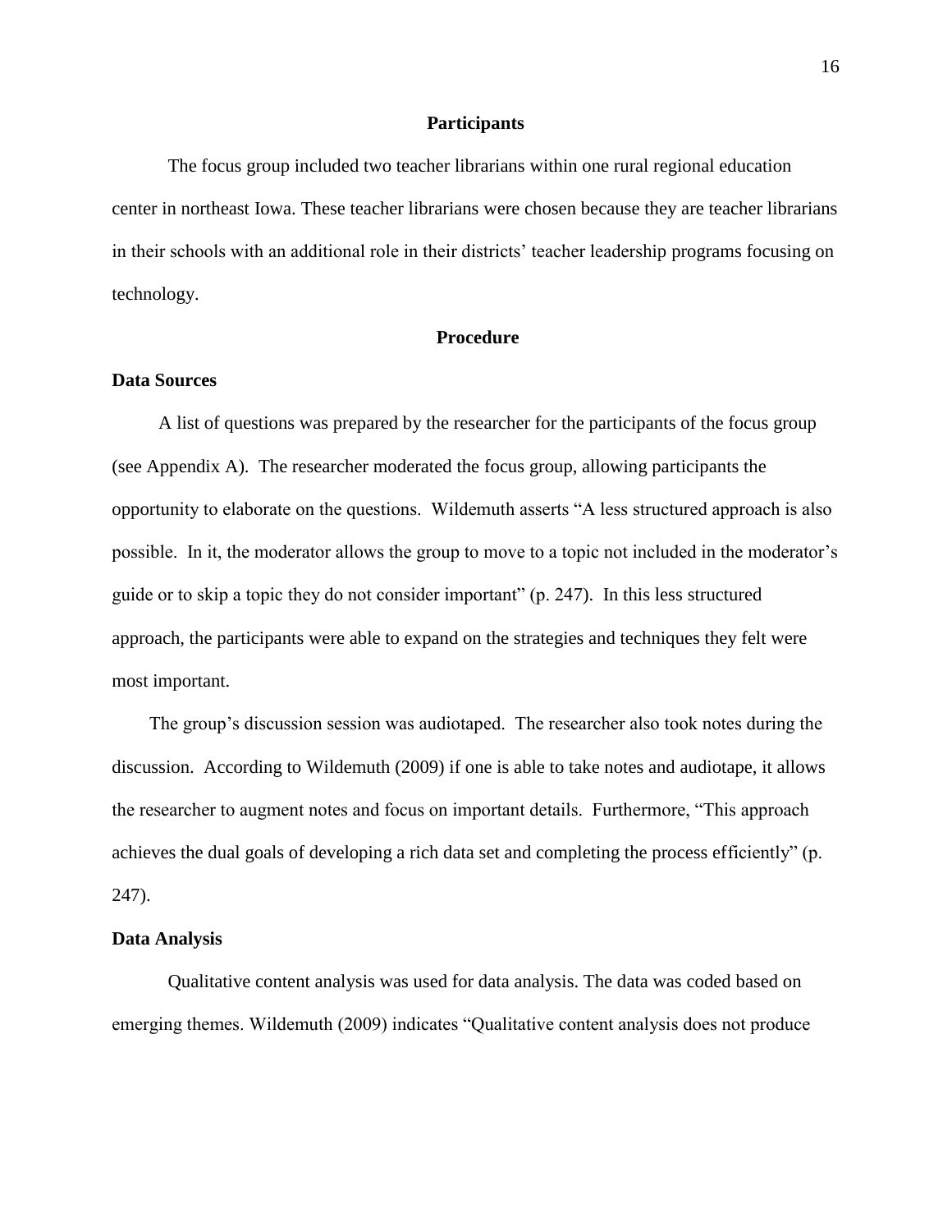## Participants

The focus group included two teacher librarians within one rural regional education center in northeast Iowa. These teacher librarians were chosen because they are teacher librarians in their schools with an additional role in their districts' teacher leadership programs focusing on technology.

## Procedure

### Data Sources

A list of questions was prepared by the researcher for the participants of the focus group (see Appendix A). The researcher moderated the focus group, allowing participants the opportunity to elaborate on the questions. Wildemuth asserts "A less structured approach is also possible. In it, the moderator allows the group to move to a topic not included in the moderator's guide or to skip a topic they do not consider important" (p. 247). In this less structured approach, the participants were able to expand on the strategies and techniques they felt were most important.

The group's discussion session was audiotaped. The researcher also took notes during the discussion. According to Wildemuth (2009) if one is able to take notes and audiotape, it allows the researcher to augment notes and focus on important details. Furthermore, "This approach achieves the dual goals of developing a rich data set and completing the process efficiently" (p. 247).

### Data Analysis

Qualitative content analysis was used for data analysis. The data was coded based on emerging themes. Wildemuth (2009) indicates "Qualitative content analysis does not produce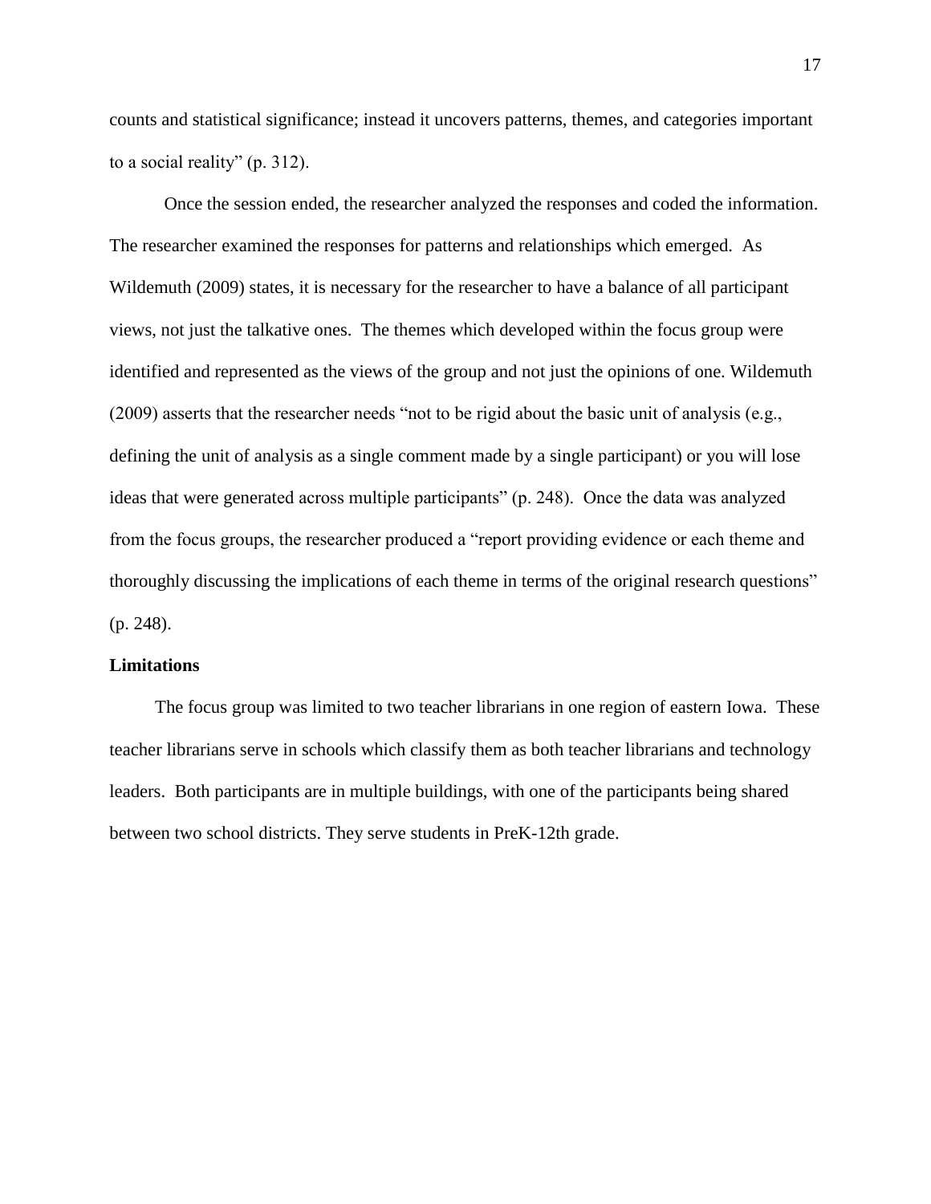counts and statistical significance; instead it uncovers patterns, themes, and categories important to a social reality" (p. 312).

Once the session ended, the researcher analyzed the responses and coded the information. The researcher examined the responses for patterns and relationships which emerged. As Wildemuth (2009) states, it is necessary for the researcher to have a balance of all participant views, not just the talkative ones. The themes which developed within the focus group were identified and represented as the views of the group and not just the opinions of one. Wildemuth (2009) asserts that the researcher needs "not to be rigid about the basic unit of analysis (e.g., defining the unit of analysis as a single comment made by a single participant) or you will lose ideas that were generated across multiple participants" (p. 248). Once the data was analyzed from the focus groups, the researcher produced a "report providing evidence or each theme and thoroughly discussing the implications of each theme in terms of the original research questions" (p. 248).

**Limitations**

The focus group was limited to two teacher librarians in one region of eastern Iowa. These teacher librarians serve in schools which classify them as both teacher librarians and technology leaders. Both participants are in multiple buildings, with one of the participants being shared between two school districts. They serve students in PreK-12th grade.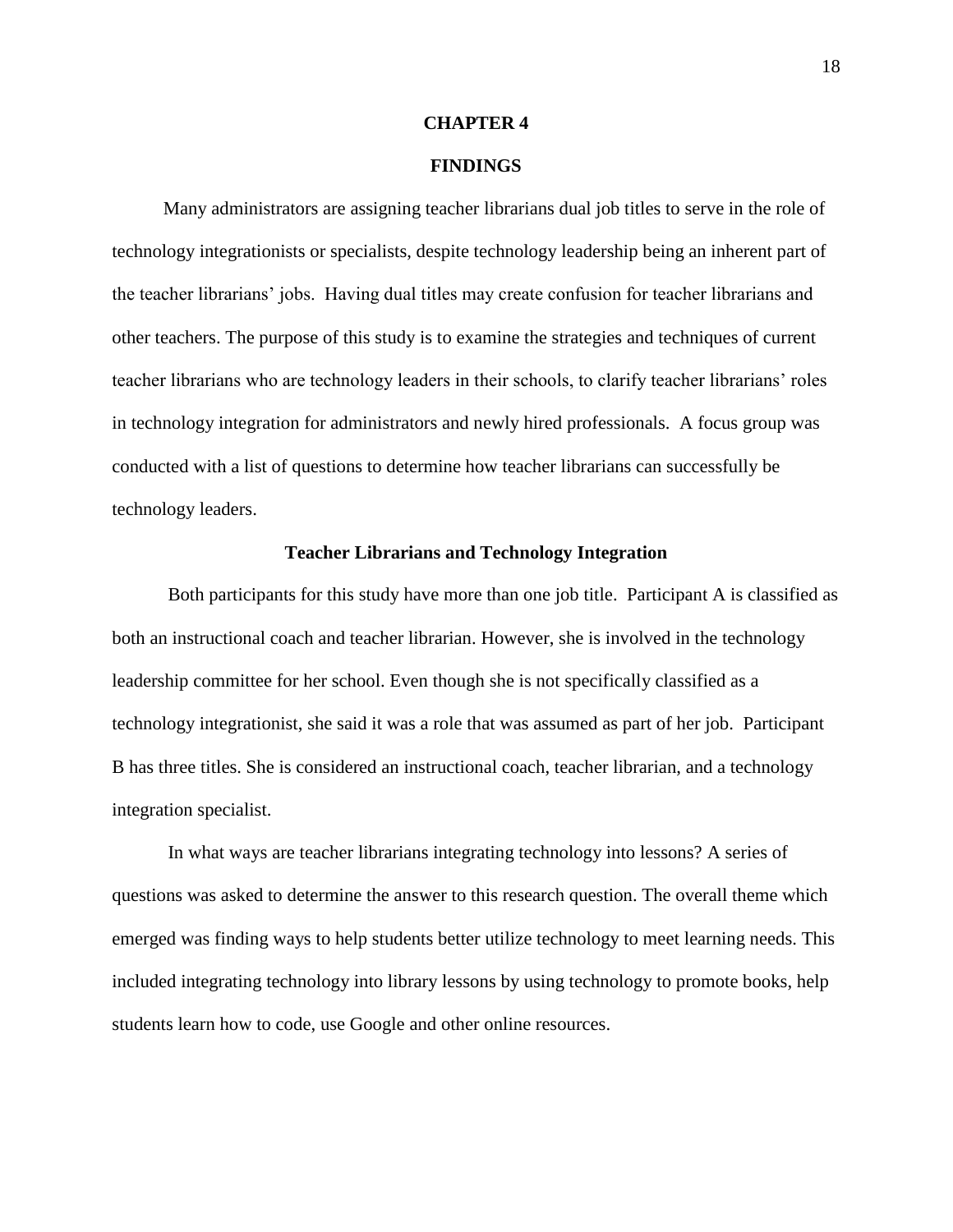# CHAPTER 4

# FINDINGS

Many administrators are assigning teacher librarians dual job titles to serve in the role of technology integrationists or specialists, despite technology leadership being an inherent part of the teacher librarians' jobs. Having dual titles may create confusion for teacher librarians and other teachers. The purpose of this study is to examine the strategies and techniques of current teacher librarians who are technology leaders in their schools, to clarify teacher librarians' roles in technology integration for administrators and newly hired professionals. A focus group was conducted with a list of questions to determine how teacher librarians can successfully be technology leaders.

## Teacher Librarians and Technology Integration

Both participants for this study have more than one job title. Participant A is classified as both an instructional coach and teacher librarian. However, she is involved in the technology leadership committee for her school. Even though she is not specifically classified as a technology integrationist, she said it was a role that was assumed as part of her job. Participant B has three titles. She is considered an instructional coach, teacher librarian, and a technology integration specialist.

In what ways are teacher librarians integrating technology into lessons? A series of questions was asked to determine the answer to this research question. The overall theme which emerged was finding ways to help students better utilize technology to meet learning needs. This included integrating technology into library lessons by using technology to promote books, help students learn how to code, use Google and other online resources.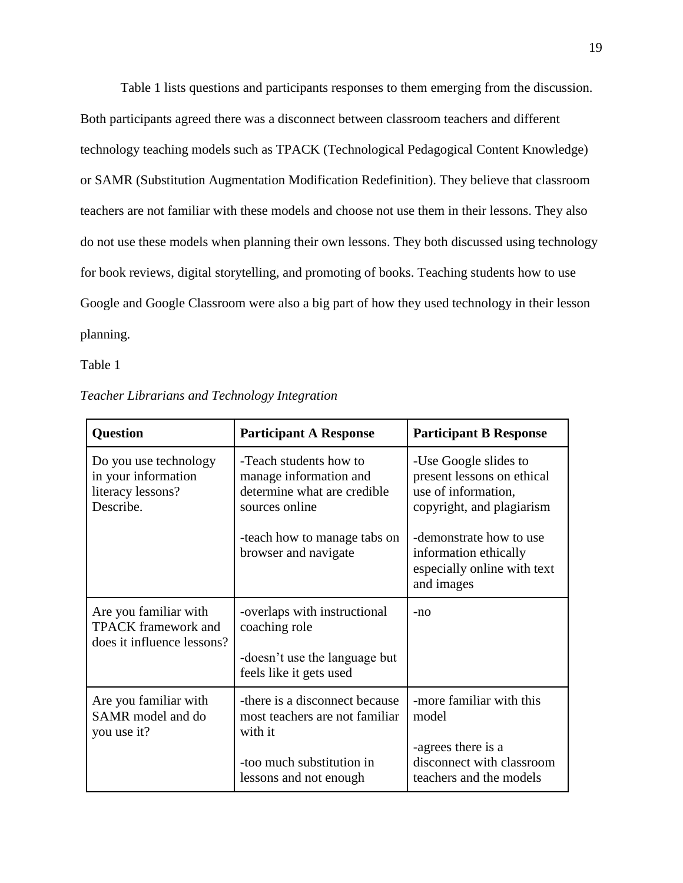Table 1 lists questions and participants responses to them emerging from the discussion. Both participants agreed there was a disconnect between classroom teachers and different technology teaching models such as TPACK (Technological Pedagogical Content Knowledge) or SAMR (Substitution Augmentation Modification Redefinition). They believe that classroom teachers are not familiar with these models and choose not use them in their lessons. They also do not use these models when planning their own lessons. They both discussed using technology for book reviews, digital storytelling, and promoting of books. Teaching students how to use Google and Google Classroom were also a big part of how they used technology in their lesson planning.

Table 1

*Teacher Librarians and Technology Integration*

| **Question** | **Participant A Response** | **Participant B Response** |
|---|---|---|
| Do you use technology in your information literacy lessons? Describe. | -Teach students how to manage information and determine what are credible sources online<br><br>-teach how to manage tabs on browser and navigate | -Use Google slides to present lessons on ethical use of information, copyright, and plagiarism<br><br>-demonstrate how to use information ethically especially online with text and images |
| Are you familiar with TPACK framework and does it influence lessons? | -overlaps with instructional coaching role<br><br>-doesn't use the language but feels like it gets used | -no |
| Are you familiar with SAMR model and do you use it? | -there is a disconnect because most teachers are not familiar with it<br><br>-too much substitution in lessons and not enough | -more familiar with this model<br><br>-agrees there is a disconnect with classroom teachers and the models |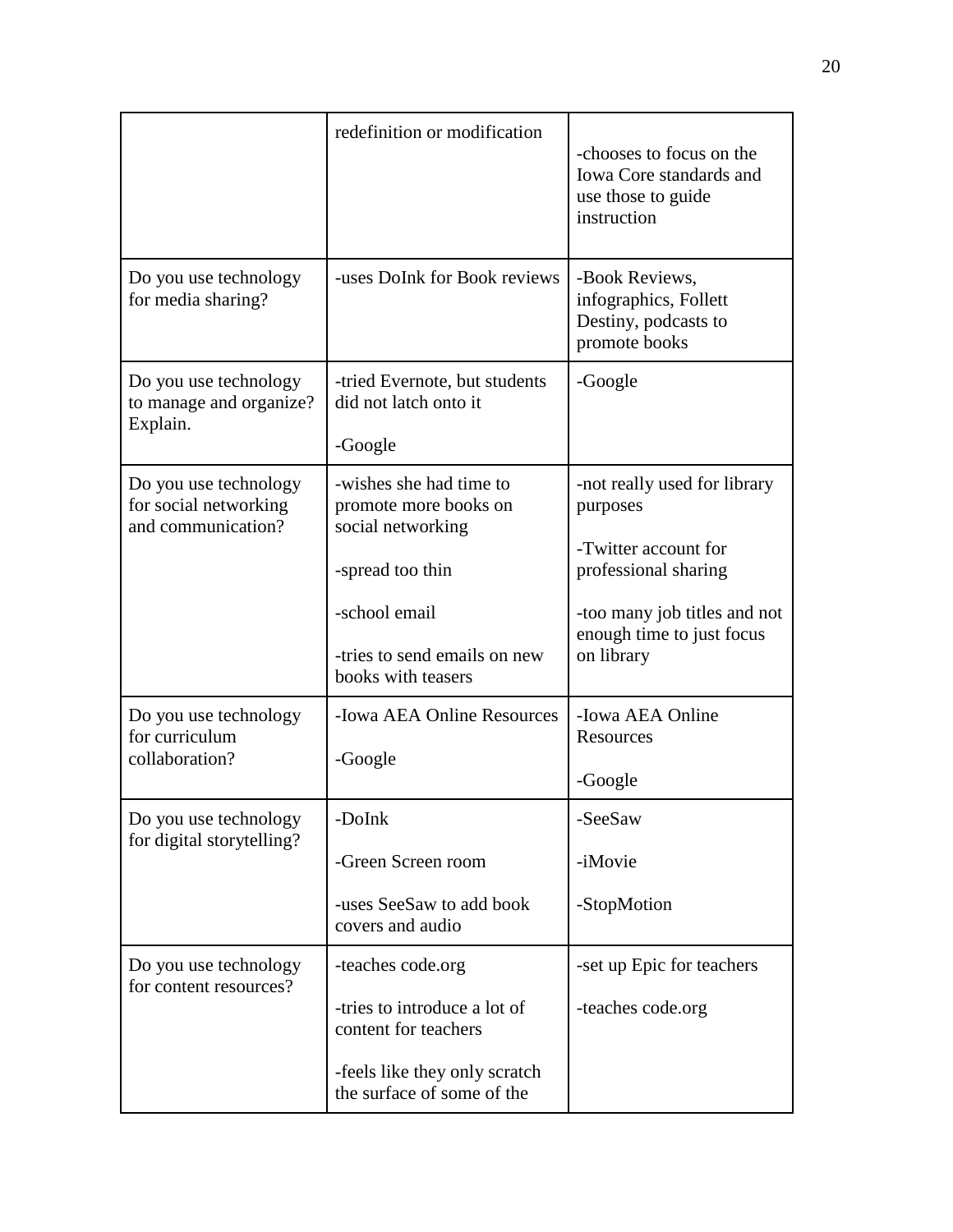| | | |
|---|---|---|
| | redefinition or modification | -chooses to focus on the Iowa Core standards and use those to guide instruction |
| Do you use technology for media sharing? | -uses DoInk for Book reviews | -Book Reviews, infographics, Follett Destiny, podcasts to promote books |
| Do you use technology to manage and organize? Explain. | -tried Evernote, but students did not latch onto it<br><br>-Google | -Google |
| Do you use technology for social networking and communication? | -wishes she had time to promote more books on social networking<br><br>-spread too thin<br><br>-school email<br><br>-tries to send emails on new books with teasers | -not really used for library purposes<br><br>-Twitter account for professional sharing<br><br>-too many job titles and not enough time to just focus on library |
| Do you use technology for curriculum collaboration? | -Iowa AEA Online Resources<br><br>-Google | -Iowa AEA Online Resources<br><br>-Google |
| Do you use technology for digital storytelling? | -DoInk<br><br>-Green Screen room<br><br>-uses SeeSaw to add book covers and audio | -SeeSaw<br><br>-iMovie<br><br>-StopMotion |
| Do you use technology for content resources? | -teaches code.org<br><br>-tries to introduce a lot of content for teachers<br><br>-feels like they only scratch the surface of some of the | -set up Epic for teachers<br><br>-teaches code.org |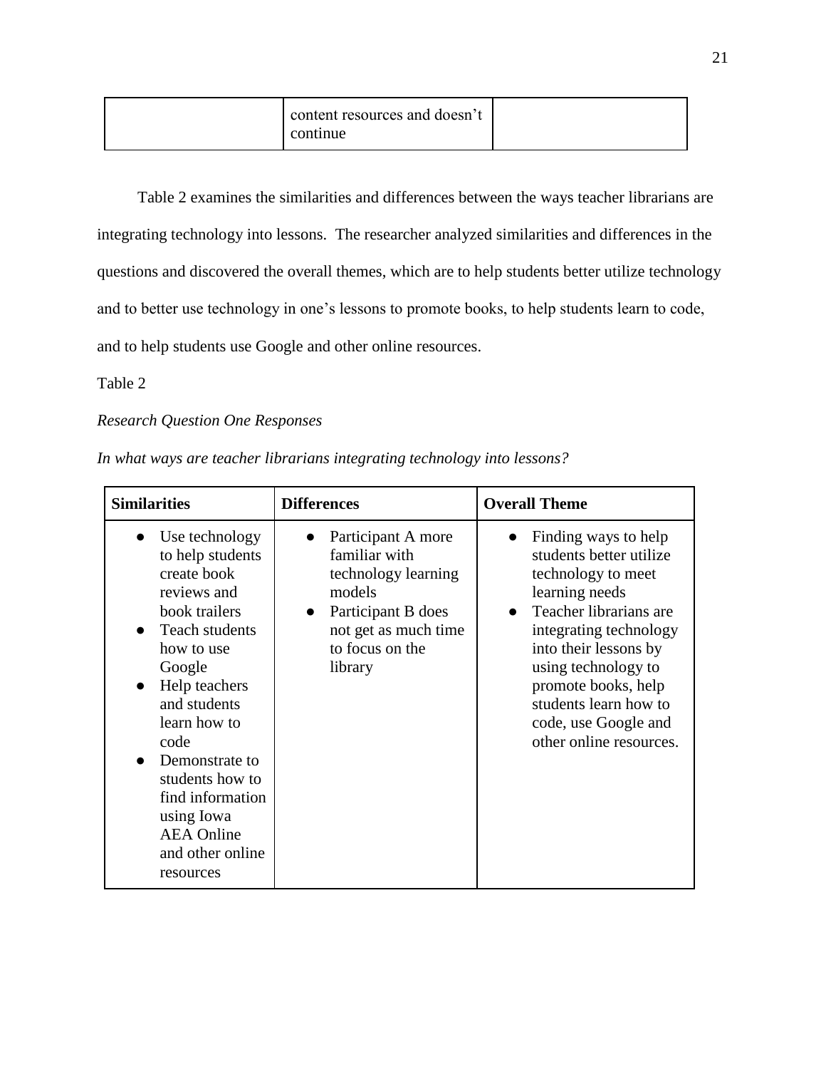|  | content resources and doesn't continue |  |
|---|---|---|

Table 2 examines the similarities and differences between the ways teacher librarians are integrating technology into lessons.  The researcher analyzed similarities and differences in the questions and discovered the overall themes, which are to help students better utilize technology and to better use technology in one's lessons to promote books, to help students learn to code, and to help students use Google and other online resources.

Table 2

*Research Question One Responses*

*In what ways are teacher librarians integrating technology into lessons?*

| **Similarities** | **Differences** | **Overall Theme** |
|---|---|---|
| ● Use technology to help students create book reviews and book trailers<br>● Teach students how to use Google<br>● Help teachers and students learn how to code<br>● Demonstrate to students how to find information using Iowa AEA Online and other online resources | ● Participant A more familiar with technology learning models<br>● Participant B does not get as much time to focus on the library | ● Finding ways to help students better utilize technology to meet learning needs<br>● Teacher librarians are integrating technology into their lessons by using technology to promote books, help students learn how to code, use Google and other online resources. |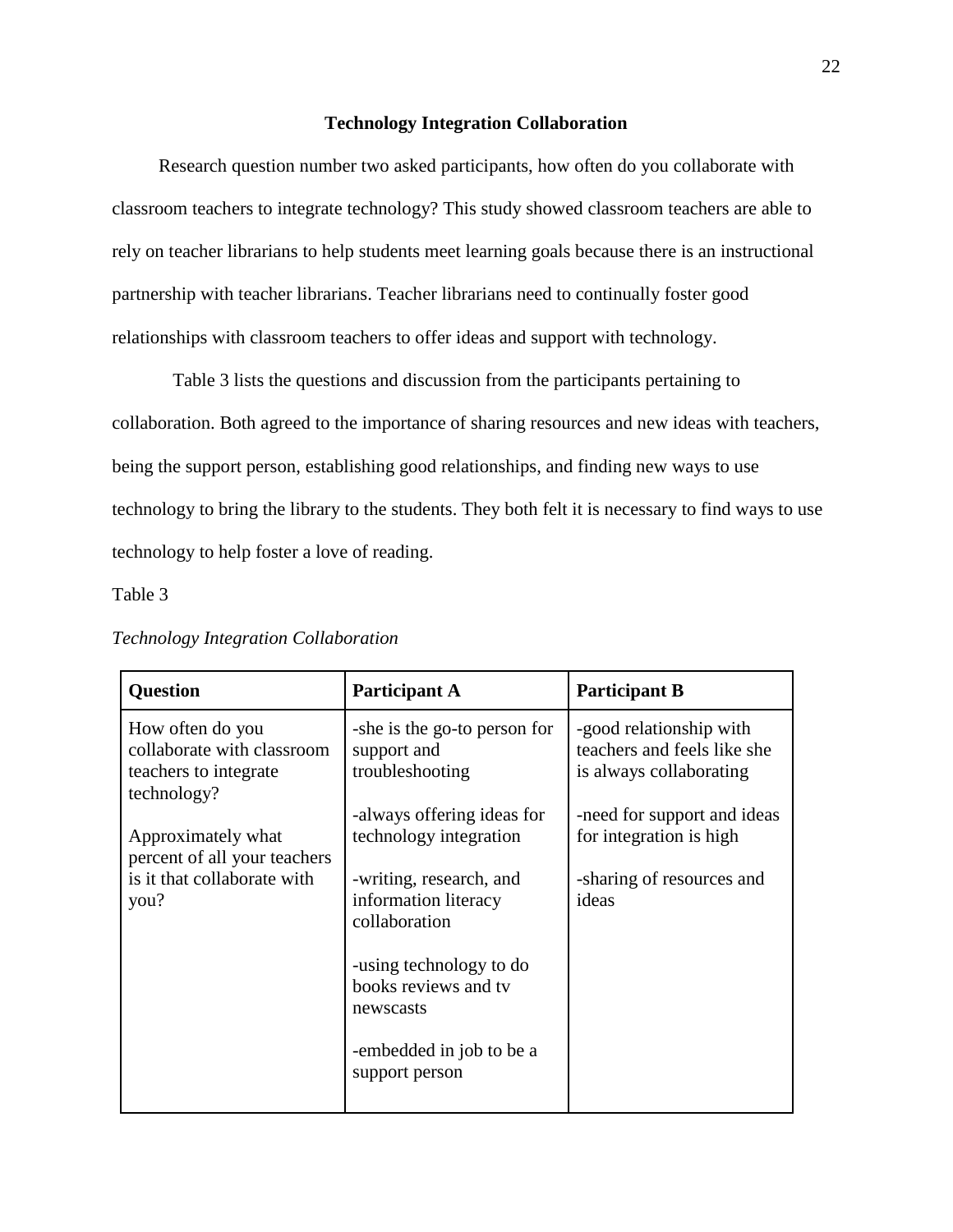## Technology Integration Collaboration

Research question number two asked participants, how often do you collaborate with classroom teachers to integrate technology? This study showed classroom teachers are able to rely on teacher librarians to help students meet learning goals because there is an instructional partnership with teacher librarians. Teacher librarians need to continually foster good relationships with classroom teachers to offer ideas and support with technology.

Table 3 lists the questions and discussion from the participants pertaining to collaboration. Both agreed to the importance of sharing resources and new ideas with teachers, being the support person, establishing good relationships, and finding new ways to use technology to bring the library to the students. They both felt it is necessary to find ways to use technology to help foster a love of reading.

Table 3

*Technology Integration Collaboration*

| **Question** | **Participant A** | **Participant B** |
|---|---|---|
| How often do you collaborate with classroom teachers to integrate technology?<br><br>Approximately what percent of all your teachers is it that collaborate with you? | -she is the go-to person for support and troubleshooting<br><br>-always offering ideas for technology integration<br><br>-writing, research, and information literacy collaboration<br><br>-using technology to do books reviews and tv newscasts<br><br>-embedded in job to be a support person | -good relationship with teachers and feels like she is always collaborating<br><br>-need for support and ideas for integration is high<br><br>-sharing of resources and ideas |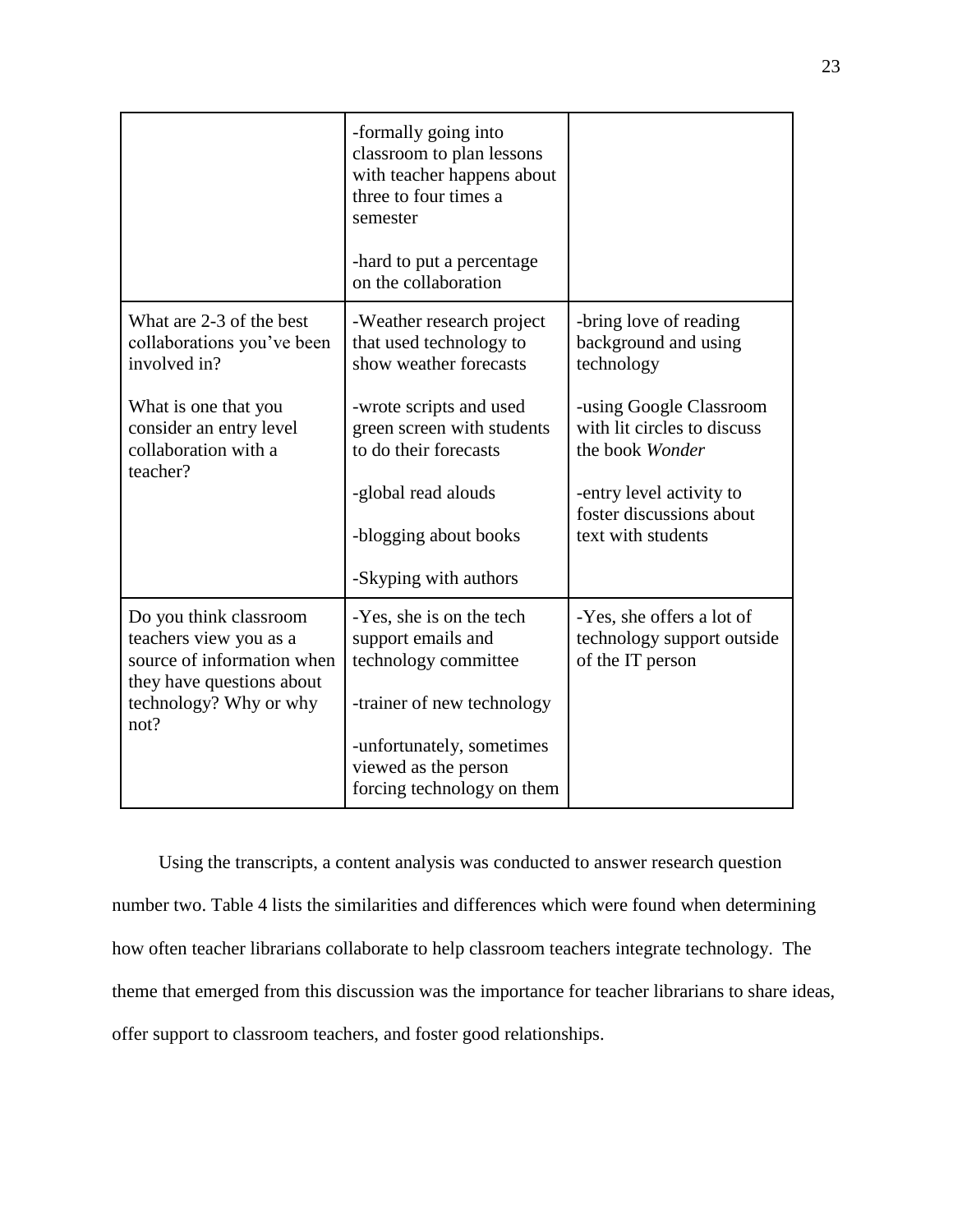| | | |
|---|---|---|
| | -formally going into classroom to plan lessons with teacher happens about three to four times a semester<br><br>-hard to put a percentage on the collaboration | |
| What are 2-3 of the best collaborations you've been involved in?<br><br>What is one that you consider an entry level collaboration with a teacher? | -Weather research project that used technology to show weather forecasts<br><br>-wrote scripts and used green screen with students to do their forecasts<br><br>-global read alouds<br><br>-blogging about books<br><br>-Skyping with authors | -bring love of reading background and using technology<br><br>-using Google Classroom with lit circles to discuss the book *Wonder*<br><br>-entry level activity to foster discussions about text with students |
| Do you think classroom teachers view you as a source of information when they have questions about technology? Why or why not? | -Yes, she is on the tech support emails and technology committee<br><br>-trainer of new technology<br><br>-unfortunately, sometimes viewed as the person forcing technology on them | -Yes, she offers a lot of technology support outside of the IT person |

Using the transcripts, a content analysis was conducted to answer research question number two. Table 4 lists the similarities and differences which were found when determining how often teacher librarians collaborate to help classroom teachers integrate technology. The theme that emerged from this discussion was the importance for teacher librarians to share ideas, offer support to classroom teachers, and foster good relationships.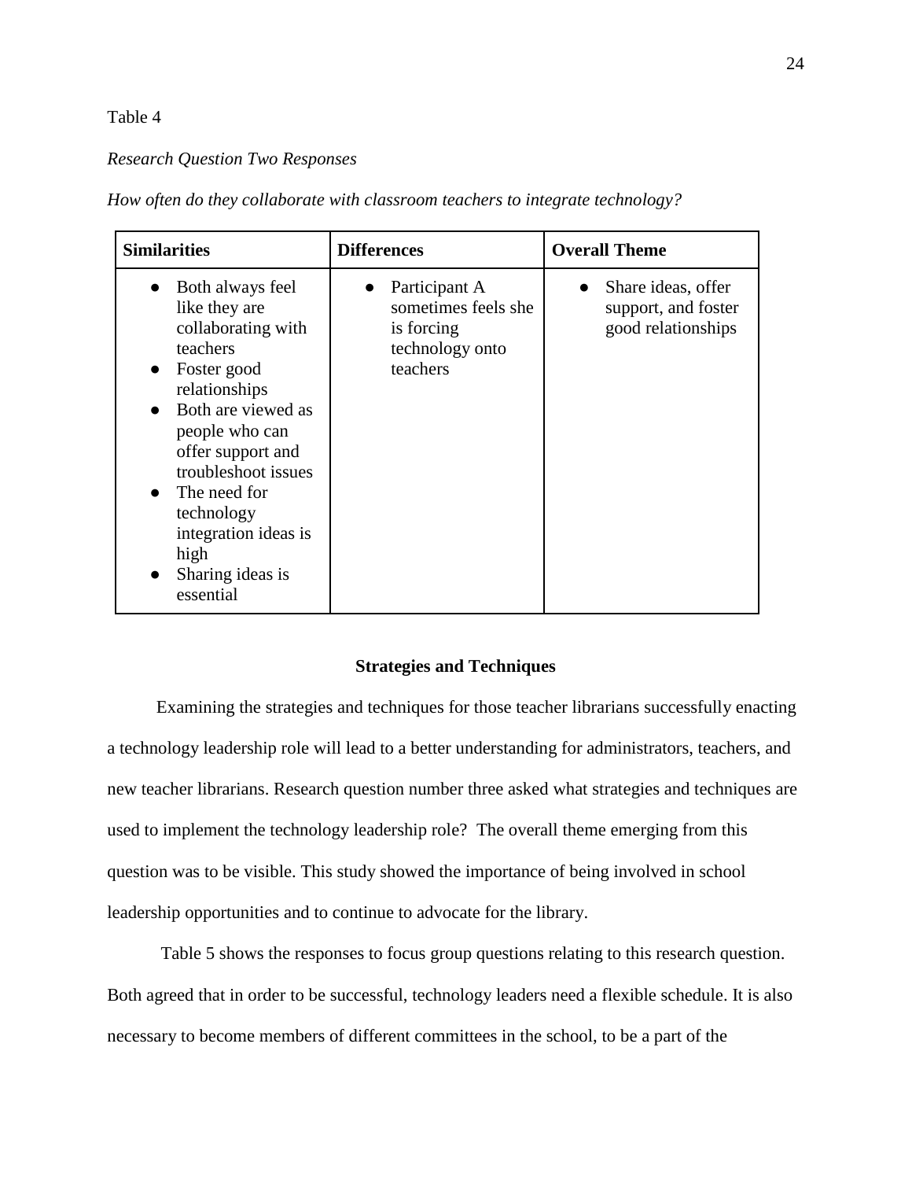Table 4

*Research Question Two Responses*

*How often do they collaborate with classroom teachers to integrate technology?*

| **Similarities** | **Differences** | **Overall Theme** |
|---|---|---|
| • Both always feel like they are collaborating with teachers<br>• Foster good relationships<br>• Both are viewed as people who can offer support and troubleshoot issues<br>• The need for technology integration ideas is high<br>• Sharing ideas is essential | • Participant A sometimes feels she is forcing technology onto teachers | • Share ideas, offer support, and foster good relationships |

## Strategies and Techniques

Examining the strategies and techniques for those teacher librarians successfully enacting a technology leadership role will lead to a better understanding for administrators, teachers, and new teacher librarians. Research question number three asked what strategies and techniques are used to implement the technology leadership role? The overall theme emerging from this question was to be visible. This study showed the importance of being involved in school leadership opportunities and to continue to advocate for the library.

Table 5 shows the responses to focus group questions relating to this research question. Both agreed that in order to be successful, technology leaders need a flexible schedule. It is also necessary to become members of different committees in the school, to be a part of the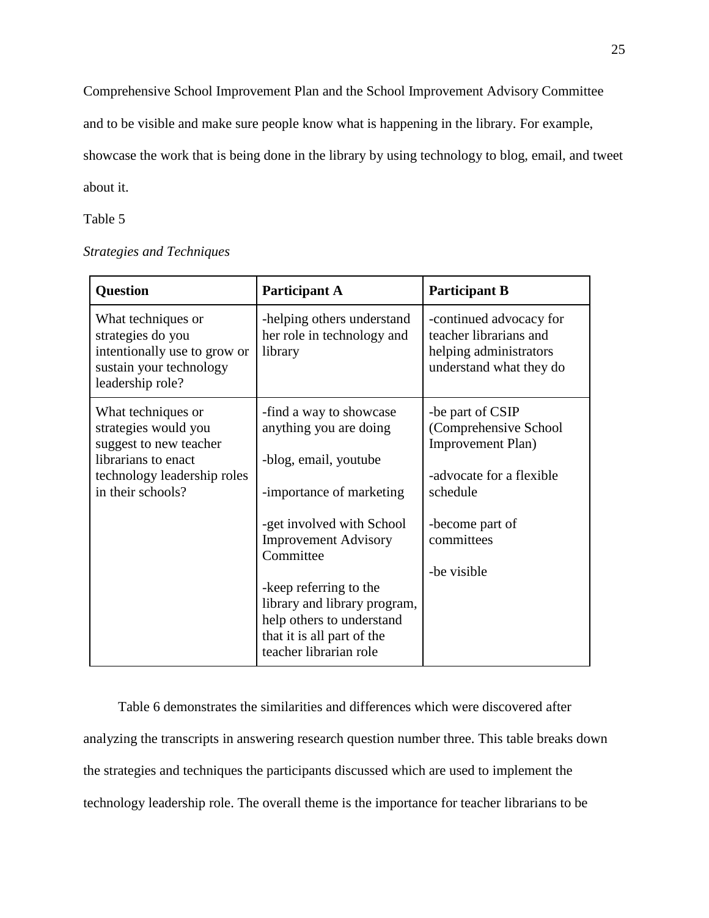Comprehensive School Improvement Plan and the School Improvement Advisory Committee and to be visible and make sure people know what is happening in the library. For example, showcase the work that is being done in the library by using technology to blog, email, and tweet about it.

Table 5

*Strategies and Techniques*

| **Question** | **Participant A** | **Participant B** |
|---|---|---|
| What techniques or strategies do you intentionally use to grow or sustain your technology leadership role? | -helping others understand her role in technology and library | -continued advocacy for teacher librarians and helping administrators understand what they do |
| What techniques or strategies would you suggest to new teacher librarians to enact technology leadership roles in their schools? | -find a way to showcase anything you are doing<br><br>-blog, email, youtube<br><br>-importance of marketing<br><br>-get involved with School Improvement Advisory Committee<br><br>-keep referring to the library and library program, help others to understand that it is all part of the teacher librarian role | -be part of CSIP (Comprehensive School Improvement Plan)<br><br>-advocate for a flexible schedule<br><br>-become part of committees<br><br>-be visible |

Table 6 demonstrates the similarities and differences which were discovered after analyzing the transcripts in answering research question number three. This table breaks down the strategies and techniques the participants discussed which are used to implement the technology leadership role. The overall theme is the importance for teacher librarians to be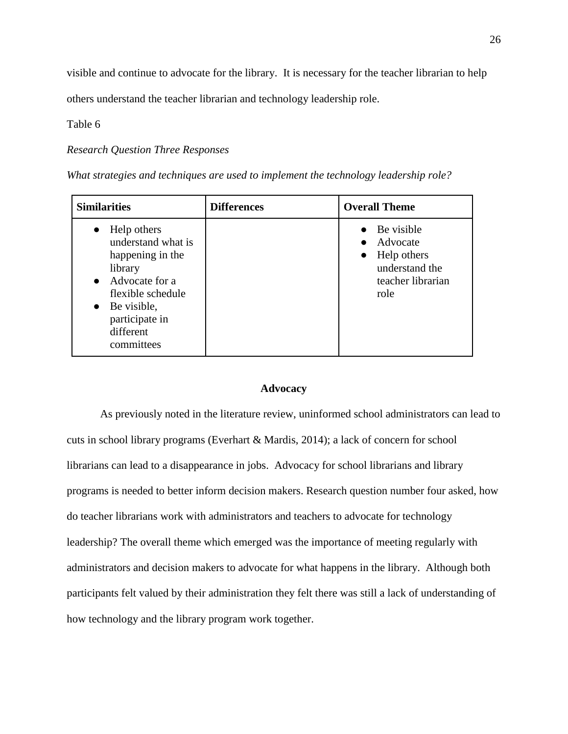visible and continue to advocate for the library. It is necessary for the teacher librarian to help others understand the teacher librarian and technology leadership role.

Table 6

*Research Question Three Responses*

*What strategies and techniques are used to implement the technology leadership role?*

| **Similarities** | **Differences** | **Overall Theme** |
|---|---|---|
| • Help others understand what is happening in the library<br>• Advocate for a flexible schedule<br>• Be visible, participate in different committees | | • Be visible<br>• Advocate<br>• Help others understand the teacher librarian role |

## Advocacy

As previously noted in the literature review, uninformed school administrators can lead to cuts in school library programs (Everhart & Mardis, 2014); a lack of concern for school librarians can lead to a disappearance in jobs. Advocacy for school librarians and library programs is needed to better inform decision makers. Research question number four asked, how do teacher librarians work with administrators and teachers to advocate for technology leadership? The overall theme which emerged was the importance of meeting regularly with administrators and decision makers to advocate for what happens in the library. Although both participants felt valued by their administration they felt there was still a lack of understanding of how technology and the library program work together.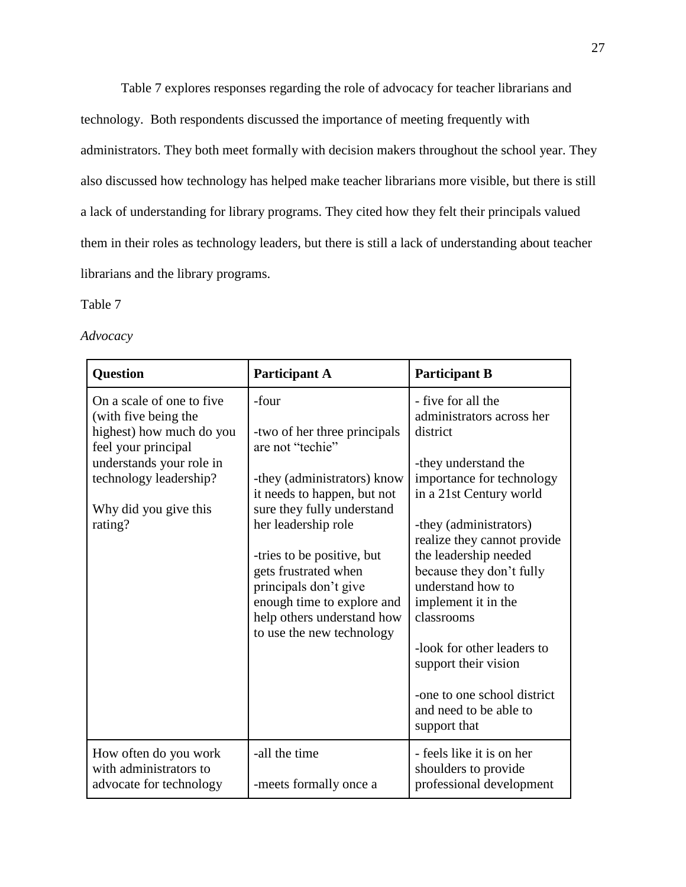Table 7 explores responses regarding the role of advocacy for teacher librarians and technology. Both respondents discussed the importance of meeting frequently with administrators. They both meet formally with decision makers throughout the school year. They also discussed how technology has helped make teacher librarians more visible, but there is still a lack of understanding for library programs. They cited how they felt their principals valued them in their roles as technology leaders, but there is still a lack of understanding about teacher librarians and the library programs.

Table 7

*Advocacy*

| **Question** | **Participant A** | **Participant B** |
|---|---|---|
| On a scale of one to five (with five being the highest) how much do you feel your principal understands your role in technology leadership?<br><br>Why did you give this rating? | -four<br><br>-two of her three principals are not "techie"<br><br>-they (administrators) know it needs to happen, but not sure they fully understand her leadership role<br><br>-tries to be positive, but gets frustrated when principals don't give enough time to explore and help others understand how to use the new technology | - five for all the administrators across her district<br><br>-they understand the importance for technology in a 21st Century world<br><br>-they (administrators) realize they cannot provide the leadership needed because they don't fully understand how to implement it in the classrooms<br><br>-look for other leaders to support their vision<br><br>-one to one school district and need to be able to support that |
| How often do you work with administrators to advocate for technology | -all the time<br><br>-meets formally once a | - feels like it is on her shoulders to provide professional development |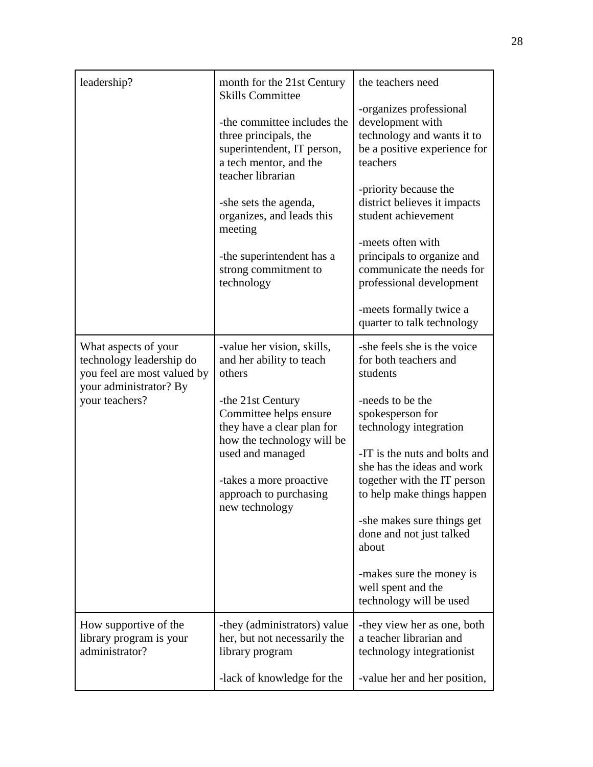| | | |
|---|---|---|
| leadership? | month for the 21st Century Skills Committee<br><br>-the committee includes the three principals, the superintendent, IT person, a tech mentor, and the teacher librarian<br><br>-she sets the agenda, organizes, and leads this meeting<br><br>-the superintendent has a strong commitment to technology | the teachers need<br><br>-organizes professional development with technology and wants it to be a positive experience for teachers<br><br>-priority because the district believes it impacts student achievement<br><br>-meets often with principals to organize and communicate the needs for professional development<br><br>-meets formally twice a quarter to talk technology |
| What aspects of your technology leadership do you feel are most valued by your administrator? By your teachers? | -value her vision, skills, and her ability to teach others<br><br>-the 21st Century Committee helps ensure they have a clear plan for how the technology will be used and managed<br><br>-takes a more proactive approach to purchasing new technology | -she feels she is the voice for both teachers and students<br><br>-needs to be the spokesperson for technology integration<br><br>-IT is the nuts and bolts and she has the ideas and work together with the IT person to help make things happen<br><br>-she makes sure things get done and not just talked about<br><br>-makes sure the money is well spent and the technology will be used |
| How supportive of the library program is your administrator? | -they (administrators) value her, but not necessarily the library program<br><br>-lack of knowledge for the | -they view her as one, both a teacher librarian and technology integrationist<br><br>-value her and her position, |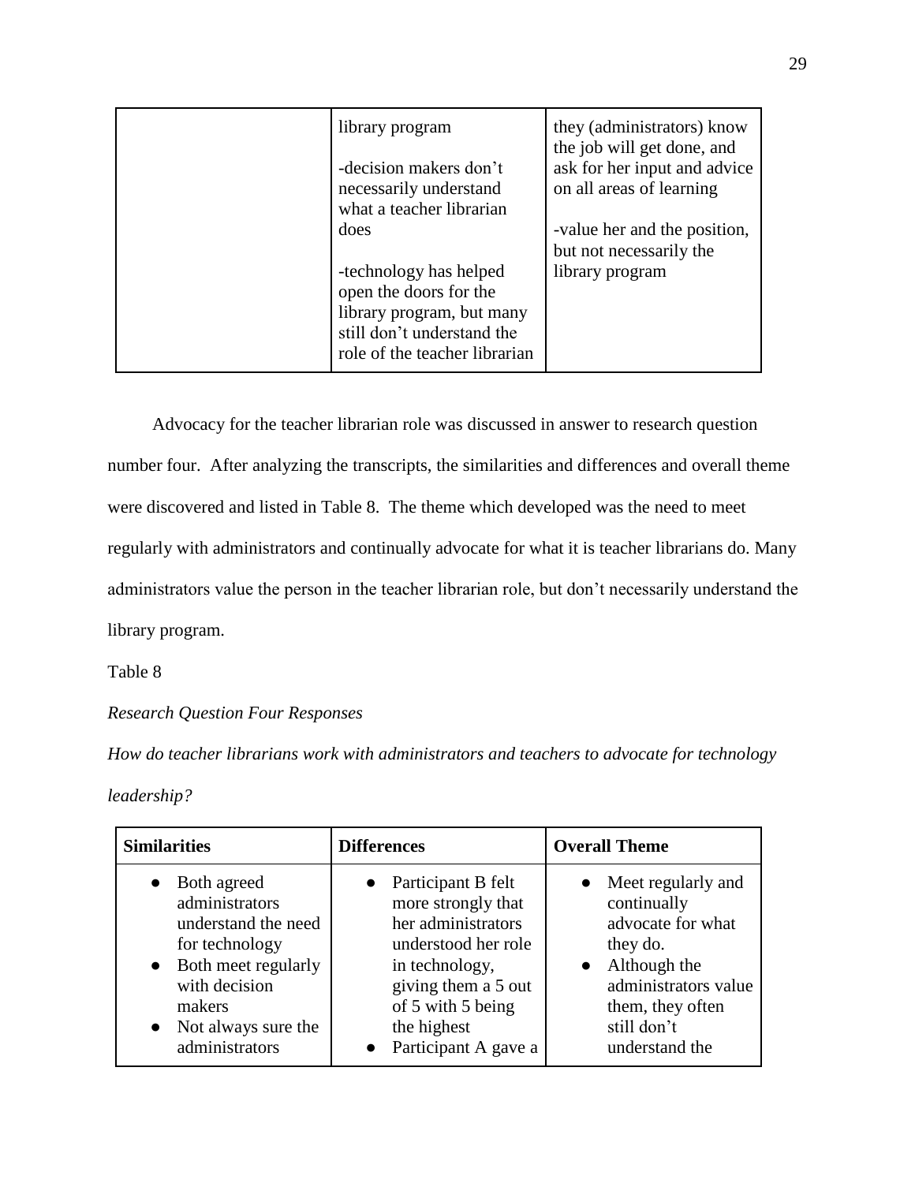| | | |
|---|---|---|
| | library program<br><br>-decision makers don't necessarily understand what a teacher librarian does<br><br>-technology has helped open the doors for the library program, but many still don't understand the role of the teacher librarian | they (administrators) know the job will get done, and ask for her input and advice on all areas of learning<br><br>-value her and the position, but not necessarily the library program |

Advocacy for the teacher librarian role was discussed in answer to research question number four. After analyzing the transcripts, the similarities and differences and overall theme were discovered and listed in Table 8. The theme which developed was the need to meet regularly with administrators and continually advocate for what it is teacher librarians do. Many administrators value the person in the teacher librarian role, but don't necessarily understand the library program.

Table 8

*Research Question Four Responses*

*How do teacher librarians work with administrators and teachers to advocate for technology leadership?*

| **Similarities** | **Differences** | **Overall Theme** |
|---|---|---|
| ● Both agreed administrators understand the need for technology<br>● Both meet regularly with decision makers<br>● Not always sure the administrators | ● Participant B felt more strongly that her administrators understood her role in technology, giving them a 5 out of 5 with 5 being the highest<br>● Participant A gave a | ● Meet regularly and continually advocate for what they do.<br>● Although the administrators value them, they often still don't understand the |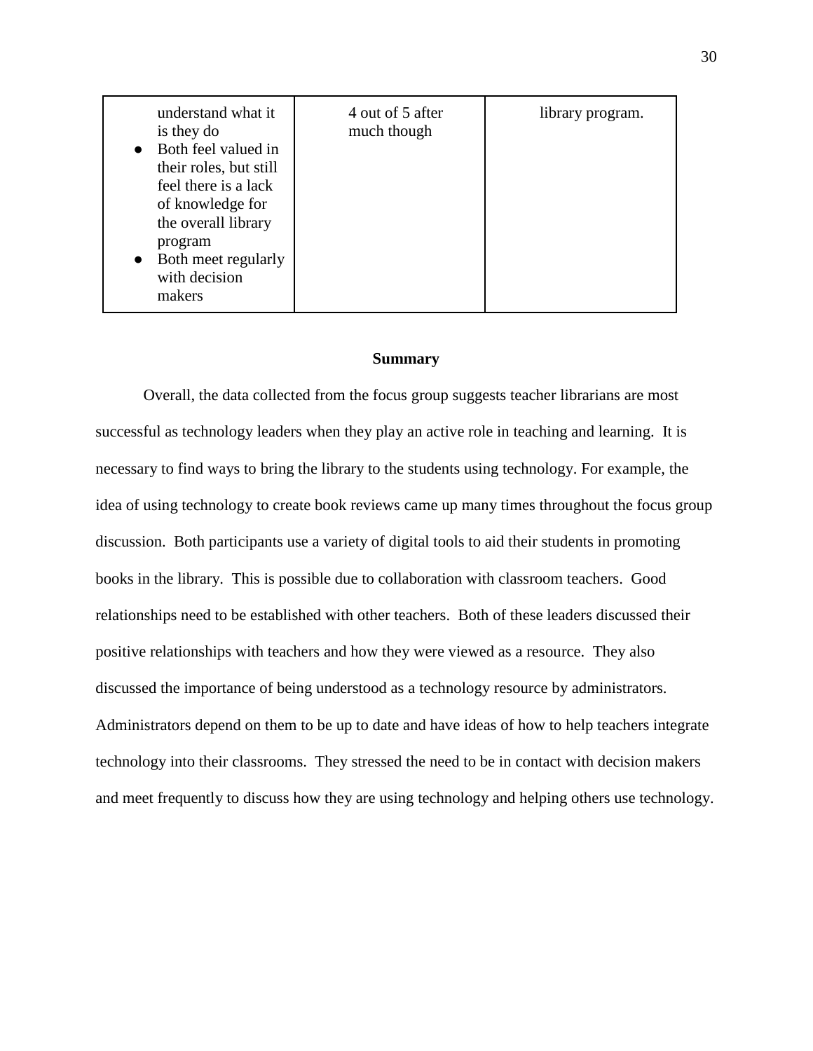| | | |
|---|---|---|
| understand what it is they do<br>● Both feel valued in their roles, but still feel there is a lack of knowledge for the overall library program<br>● Both meet regularly with decision makers | 4 out of 5 after much though | library program. |

**Summary**

Overall, the data collected from the focus group suggests teacher librarians are most successful as technology leaders when they play an active role in teaching and learning. It is necessary to find ways to bring the library to the students using technology. For example, the idea of using technology to create book reviews came up many times throughout the focus group discussion. Both participants use a variety of digital tools to aid their students in promoting books in the library. This is possible due to collaboration with classroom teachers. Good relationships need to be established with other teachers. Both of these leaders discussed their positive relationships with teachers and how they were viewed as a resource. They also discussed the importance of being understood as a technology resource by administrators. Administrators depend on them to be up to date and have ideas of how to help teachers integrate technology into their classrooms. They stressed the need to be in contact with decision makers and meet frequently to discuss how they are using technology and helping others use technology.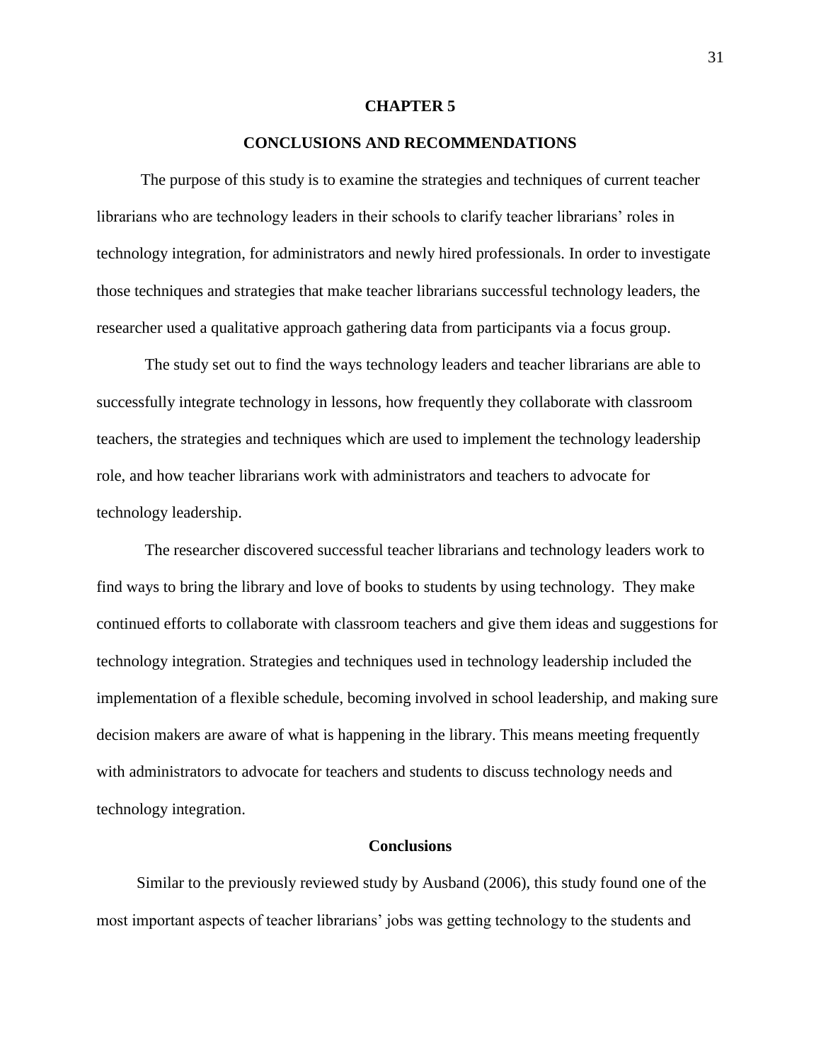# CHAPTER 5

# CONCLUSIONS AND RECOMMENDATIONS

The purpose of this study is to examine the strategies and techniques of current teacher librarians who are technology leaders in their schools to clarify teacher librarians' roles in technology integration, for administrators and newly hired professionals. In order to investigate those techniques and strategies that make teacher librarians successful technology leaders, the researcher used a qualitative approach gathering data from participants via a focus group.

The study set out to find the ways technology leaders and teacher librarians are able to successfully integrate technology in lessons, how frequently they collaborate with classroom teachers, the strategies and techniques which are used to implement the technology leadership role, and how teacher librarians work with administrators and teachers to advocate for technology leadership.

The researcher discovered successful teacher librarians and technology leaders work to find ways to bring the library and love of books to students by using technology. They make continued efforts to collaborate with classroom teachers and give them ideas and suggestions for technology integration. Strategies and techniques used in technology leadership included the implementation of a flexible schedule, becoming involved in school leadership, and making sure decision makers are aware of what is happening in the library. This means meeting frequently with administrators to advocate for teachers and students to discuss technology needs and technology integration.

## Conclusions

Similar to the previously reviewed study by Ausband (2006), this study found one of the most important aspects of teacher librarians' jobs was getting technology to the students and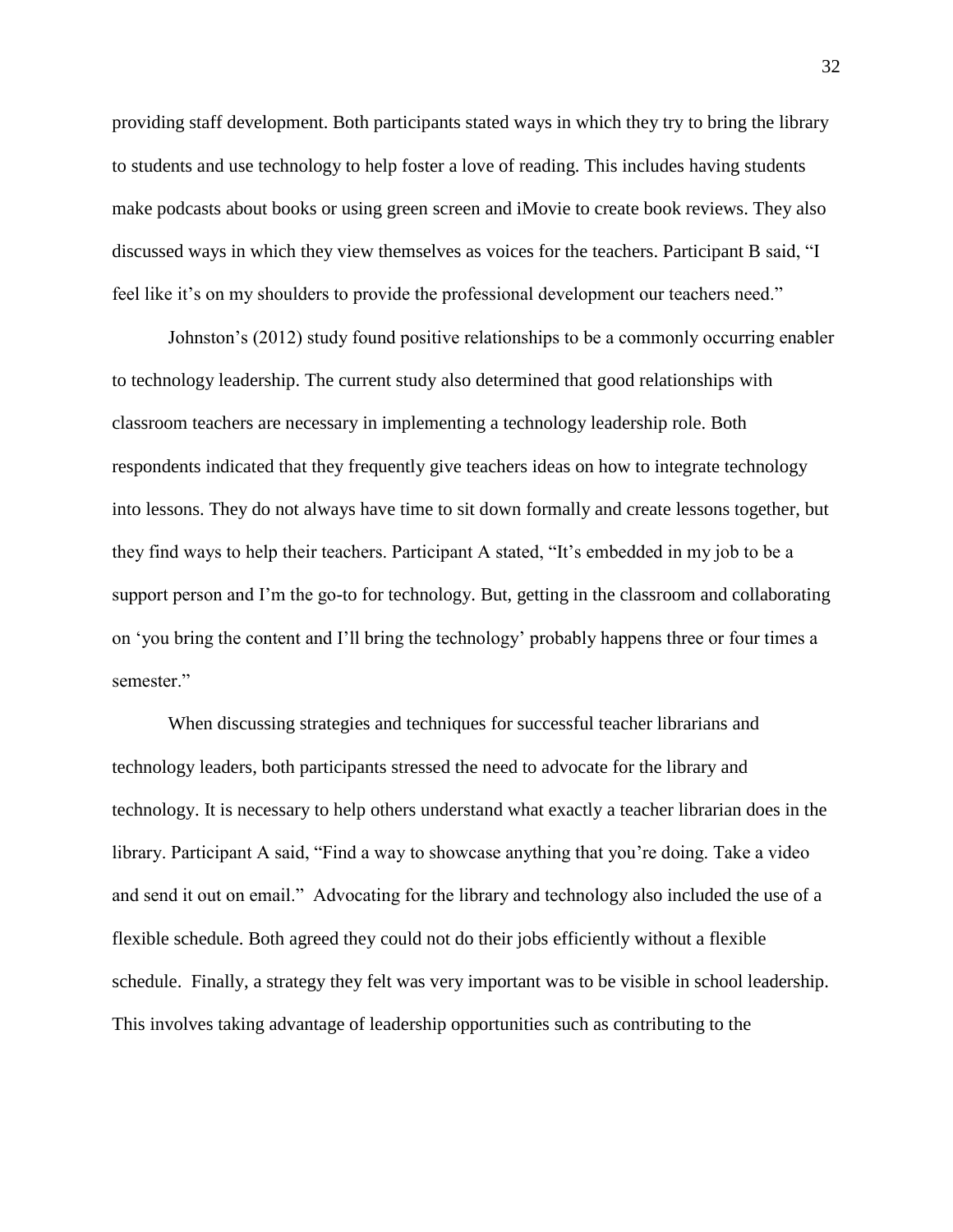providing staff development. Both participants stated ways in which they try to bring the library to students and use technology to help foster a love of reading. This includes having students make podcasts about books or using green screen and iMovie to create book reviews. They also discussed ways in which they view themselves as voices for the teachers. Participant B said, "I feel like it's on my shoulders to provide the professional development our teachers need."

Johnston's (2012) study found positive relationships to be a commonly occurring enabler to technology leadership. The current study also determined that good relationships with classroom teachers are necessary in implementing a technology leadership role. Both respondents indicated that they frequently give teachers ideas on how to integrate technology into lessons. They do not always have time to sit down formally and create lessons together, but they find ways to help their teachers. Participant A stated, "It's embedded in my job to be a support person and I'm the go-to for technology. But, getting in the classroom and collaborating on 'you bring the content and I'll bring the technology' probably happens three or four times a semester."

When discussing strategies and techniques for successful teacher librarians and technology leaders, both participants stressed the need to advocate for the library and technology. It is necessary to help others understand what exactly a teacher librarian does in the library. Participant A said, "Find a way to showcase anything that you're doing. Take a video and send it out on email." Advocating for the library and technology also included the use of a flexible schedule. Both agreed they could not do their jobs efficiently without a flexible schedule. Finally, a strategy they felt was very important was to be visible in school leadership. This involves taking advantage of leadership opportunities such as contributing to the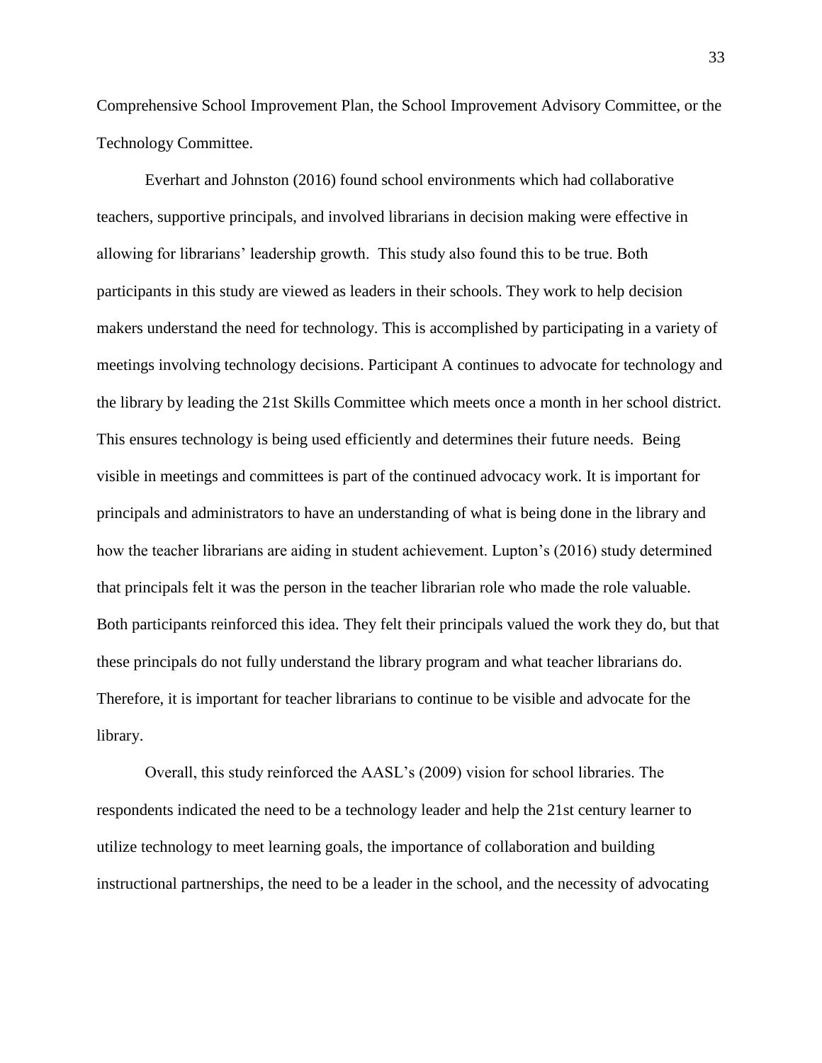Comprehensive School Improvement Plan, the School Improvement Advisory Committee, or the Technology Committee.

Everhart and Johnston (2016) found school environments which had collaborative teachers, supportive principals, and involved librarians in decision making were effective in allowing for librarians' leadership growth. This study also found this to be true. Both participants in this study are viewed as leaders in their schools. They work to help decision makers understand the need for technology. This is accomplished by participating in a variety of meetings involving technology decisions. Participant A continues to advocate for technology and the library by leading the 21st Skills Committee which meets once a month in her school district. This ensures technology is being used efficiently and determines their future needs. Being visible in meetings and committees is part of the continued advocacy work. It is important for principals and administrators to have an understanding of what is being done in the library and how the teacher librarians are aiding in student achievement. Lupton's (2016) study determined that principals felt it was the person in the teacher librarian role who made the role valuable. Both participants reinforced this idea. They felt their principals valued the work they do, but that these principals do not fully understand the library program and what teacher librarians do. Therefore, it is important for teacher librarians to continue to be visible and advocate for the library.

Overall, this study reinforced the AASL's (2009) vision for school libraries. The respondents indicated the need to be a technology leader and help the 21st century learner to utilize technology to meet learning goals, the importance of collaboration and building instructional partnerships, the need to be a leader in the school, and the necessity of advocating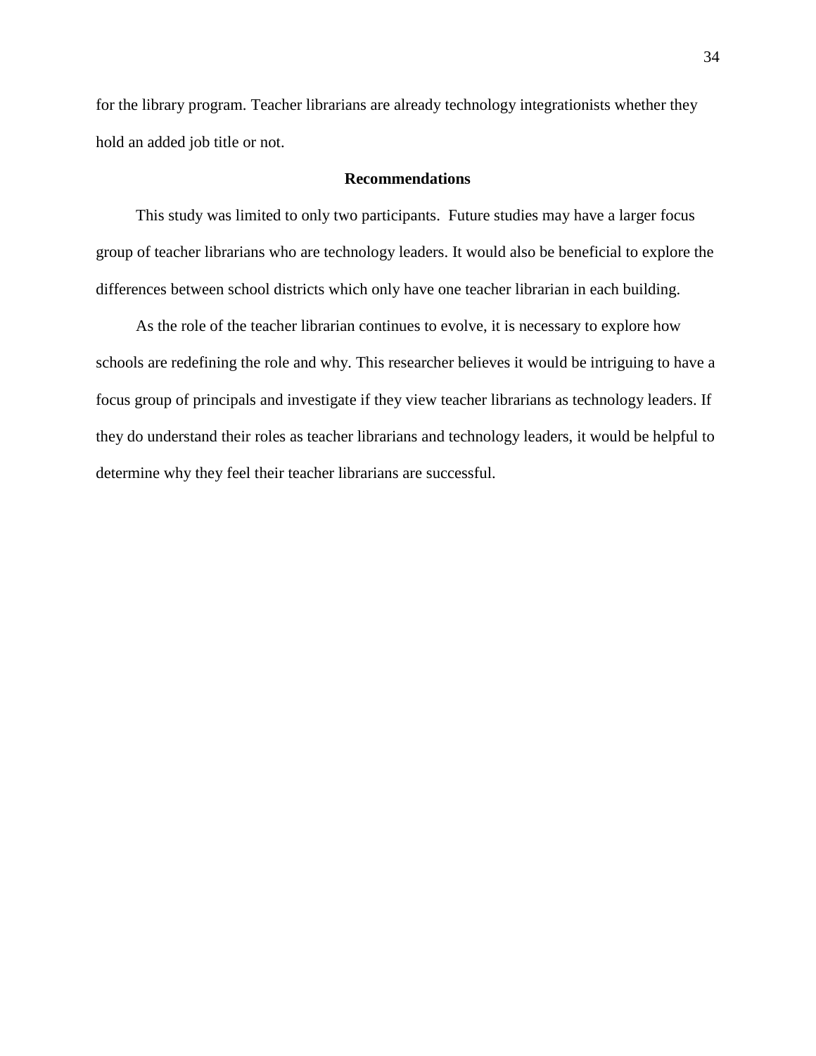for the library program. Teacher librarians are already technology integrationists whether they hold an added job title or not.

## Recommendations

This study was limited to only two participants.  Future studies may have a larger focus group of teacher librarians who are technology leaders. It would also be beneficial to explore the differences between school districts which only have one teacher librarian in each building.

As the role of the teacher librarian continues to evolve, it is necessary to explore how schools are redefining the role and why. This researcher believes it would be intriguing to have a focus group of principals and investigate if they view teacher librarians as technology leaders. If they do understand their roles as teacher librarians and technology leaders, it would be helpful to determine why they feel their teacher librarians are successful.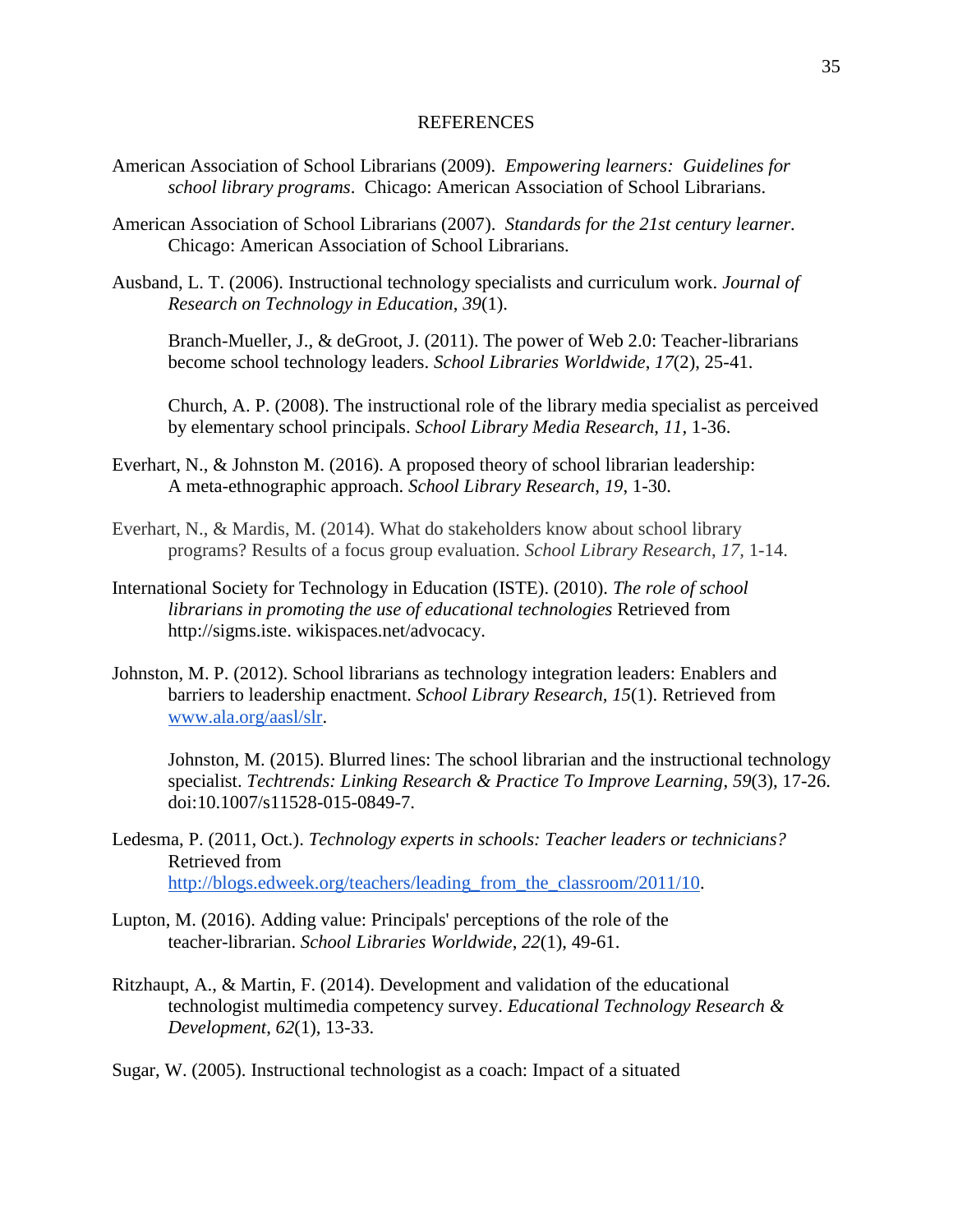# REFERENCES

American Association of School Librarians (2009). *Empowering learners: Guidelines for school library programs*. Chicago: American Association of School Librarians.

American Association of School Librarians (2007). *Standards for the 21st century learner*. Chicago: American Association of School Librarians.

Ausband, L. T. (2006). Instructional technology specialists and curriculum work. *Journal of Research on Technology in Education*, *39*(1).

Branch-Mueller, J., & deGroot, J. (2011). The power of Web 2.0: Teacher-librarians become school technology leaders. *School Libraries Worldwide*, *17*(2), 25-41.

Church, A. P. (2008). The instructional role of the library media specialist as perceived by elementary school principals. *School Library Media Research*, *11*, 1-36.

Everhart, N., & Johnston M. (2016). A proposed theory of school librarian leadership: A meta-ethnographic approach. *School Library Research*, *19*, 1-30.

Everhart, N., & Mardis, M. (2014). What do stakeholders know about school library programs? Results of a focus group evaluation. *School Library Research*, *17*, 1-14.

International Society for Technology in Education (ISTE). (2010). *The role of school librarians in promoting the use of educational technologies* Retrieved from http://sigms.iste. wikispaces.net/advocacy.

Johnston, M. P. (2012). School librarians as technology integration leaders: Enablers and barriers to leadership enactment. *School Library Research*, *15*(1). Retrieved from [www.ala.org/aasl/slr](www.ala.org/aasl/slr).

Johnston, M. (2015). Blurred lines: The school librarian and the instructional technology specialist. *Techtrends: Linking Research & Practice To Improve Learning*, *59*(3), 17-26. doi:10.1007/s11528-015-0849-7.

Ledesma, P. (2011, Oct.). *Technology experts in schools: Teacher leaders or technicians?* Retrieved from [http://blogs.edweek.org/teachers/leading_from_the_classroom/2011/10](http://blogs.edweek.org/teachers/leading_from_the_classroom/2011/10).

Lupton, M. (2016). Adding value: Principals' perceptions of the role of the teacher-librarian. *School Libraries Worldwide*, *22*(1), 49-61.

Ritzhaupt, A., & Martin, F. (2014). Development and validation of the educational technologist multimedia competency survey. *Educational Technology Research & Development*, *62*(1), 13-33.

Sugar, W. (2005). Instructional technologist as a coach: Impact of a situated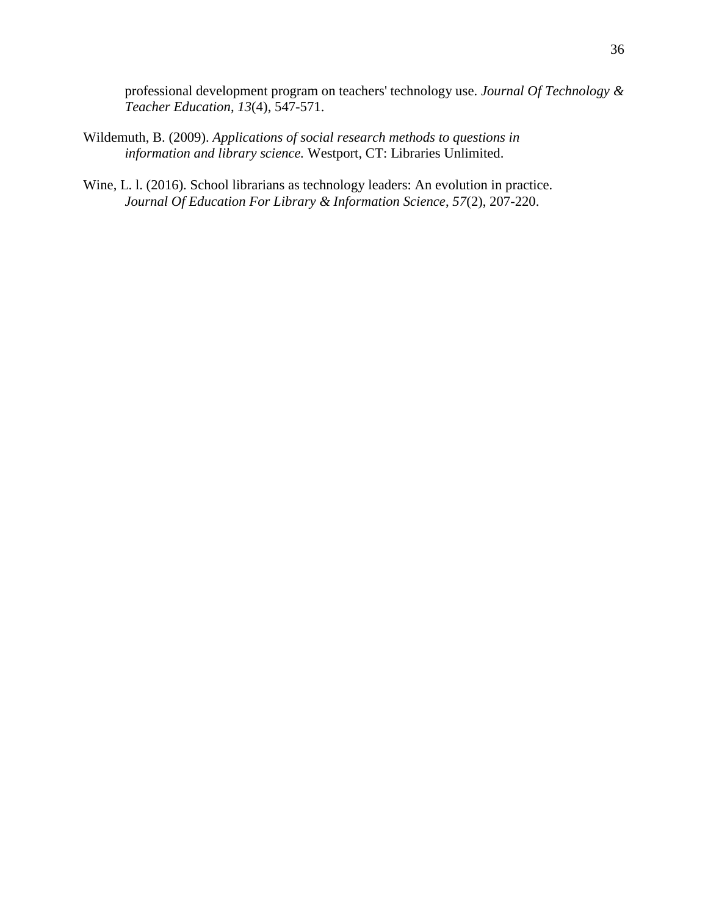professional development program on teachers' technology use. *Journal Of Technology & Teacher Education*, *13*(4), 547-571.

Wildemuth, B. (2009). *Applications of social research methods to questions in information and library science.* Westport, CT: Libraries Unlimited.

Wine, L. l. (2016). School librarians as technology leaders: An evolution in practice. *Journal Of Education For Library & Information Science*, *57*(2), 207-220.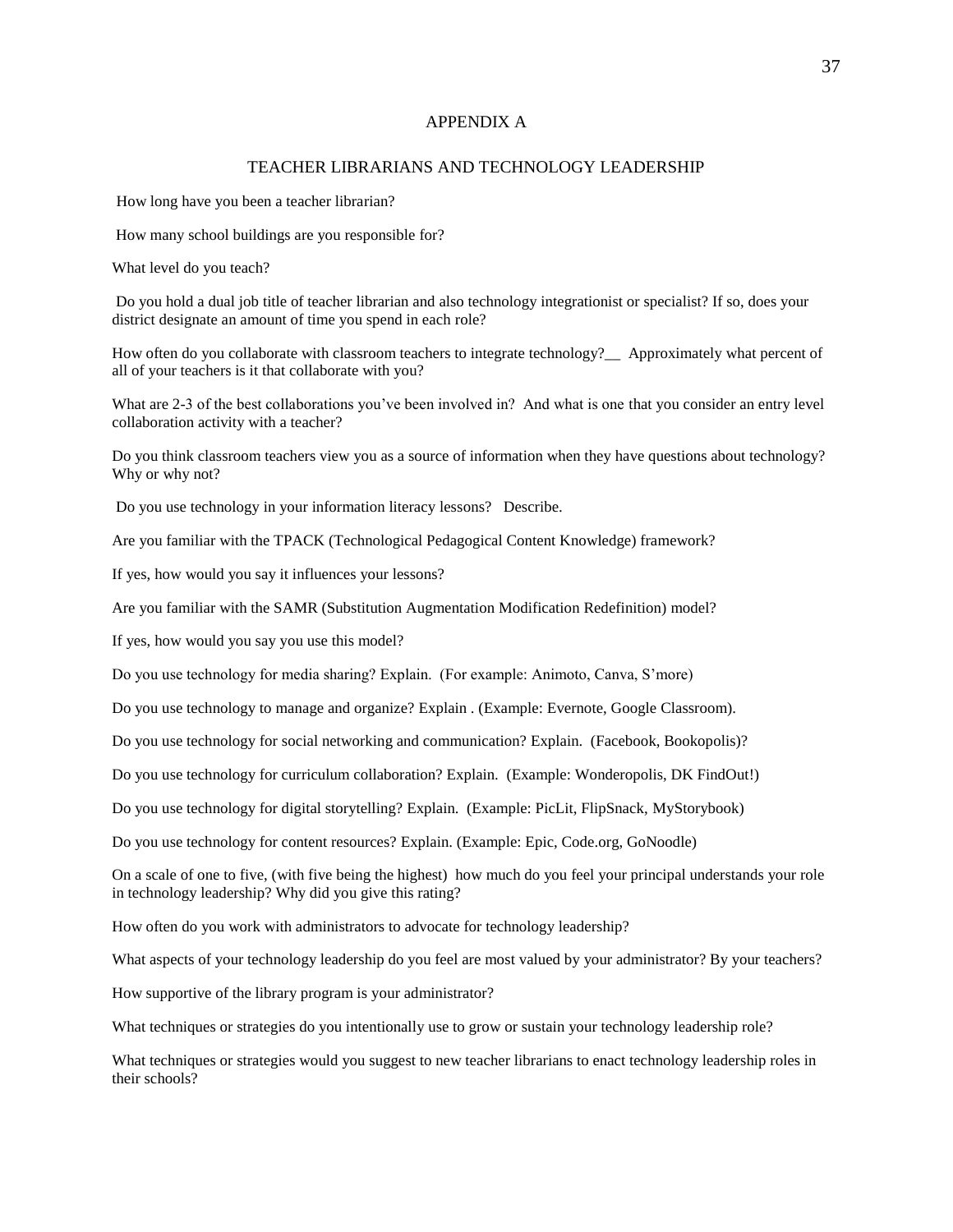# APPENDIX A

## TEACHER LIBRARIANS AND TECHNOLOGY LEADERSHIP

How long have you been a teacher librarian?

How many school buildings are you responsible for?

What level do you teach?

Do you hold a dual job title of teacher librarian and also technology integrationist or specialist? If so, does your district designate an amount of time you spend in each role?

How often do you collaborate with classroom teachers to integrate technology?__ Approximately what percent of all of your teachers is it that collaborate with you?

What are 2-3 of the best collaborations you've been involved in? And what is one that you consider an entry level collaboration activity with a teacher?

Do you think classroom teachers view you as a source of information when they have questions about technology? Why or why not?

Do you use technology in your information literacy lessons? Describe.

Are you familiar with the TPACK (Technological Pedagogical Content Knowledge) framework?

If yes, how would you say it influences your lessons?

Are you familiar with the SAMR (Substitution Augmentation Modification Redefinition) model?

If yes, how would you say you use this model?

Do you use technology for media sharing? Explain. (For example: Animoto, Canva, S'more)

Do you use technology to manage and organize? Explain . (Example: Evernote, Google Classroom).

Do you use technology for social networking and communication? Explain. (Facebook, Bookopolis)?

Do you use technology for curriculum collaboration? Explain. (Example: Wonderopolis, DK FindOut!)

Do you use technology for digital storytelling? Explain. (Example: PicLit, FlipSnack, MyStorybook)

Do you use technology for content resources? Explain. (Example: Epic, Code.org, GoNoodle)

On a scale of one to five, (with five being the highest) how much do you feel your principal understands your role in technology leadership? Why did you give this rating?

How often do you work with administrators to advocate for technology leadership?

What aspects of your technology leadership do you feel are most valued by your administrator? By your teachers?

How supportive of the library program is your administrator?

What techniques or strategies do you intentionally use to grow or sustain your technology leadership role?

What techniques or strategies would you suggest to new teacher librarians to enact technology leadership roles in their schools?